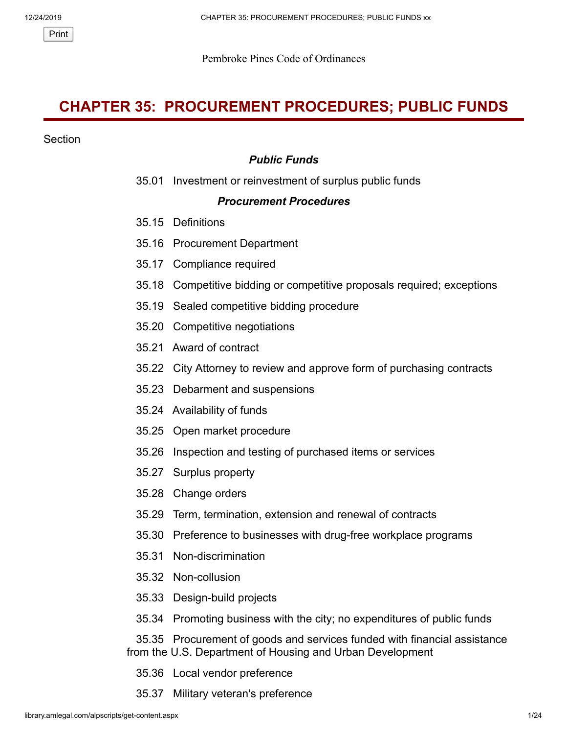Pembroke Pines Code of Ordinances

# CHAPTER 35: PROCUREMENT PROCEDURES; PUBLIC FUNDS

Section

***Public Funds***

35.01 Investment or reinvestment of surplus public funds

***Procurement Procedures***

35.15 Definitions

35.16 Procurement Department

35.17 Compliance required

35.18 Competitive bidding or competitive proposals required; exceptions

35.19 Sealed competitive bidding procedure

35.20 Competitive negotiations

35.21 Award of contract

35.22 City Attorney to review and approve form of purchasing contracts

35.23 Debarment and suspensions

35.24 Availability of funds

35.25 Open market procedure

35.26 Inspection and testing of purchased items or services

35.27 Surplus property

35.28 Change orders

35.29 Term, termination, extension and renewal of contracts

35.30 Preference to businesses with drug-free workplace programs

35.31 Non-discrimination

35.32 Non-collusion

35.33 Design-build projects

35.34 Promoting business with the city; no expenditures of public funds

35.35 Procurement of goods and services funded with financial assistance from the U.S. Department of Housing and Urban Development

35.36 Local vendor preference

35.37 Military veteran's preference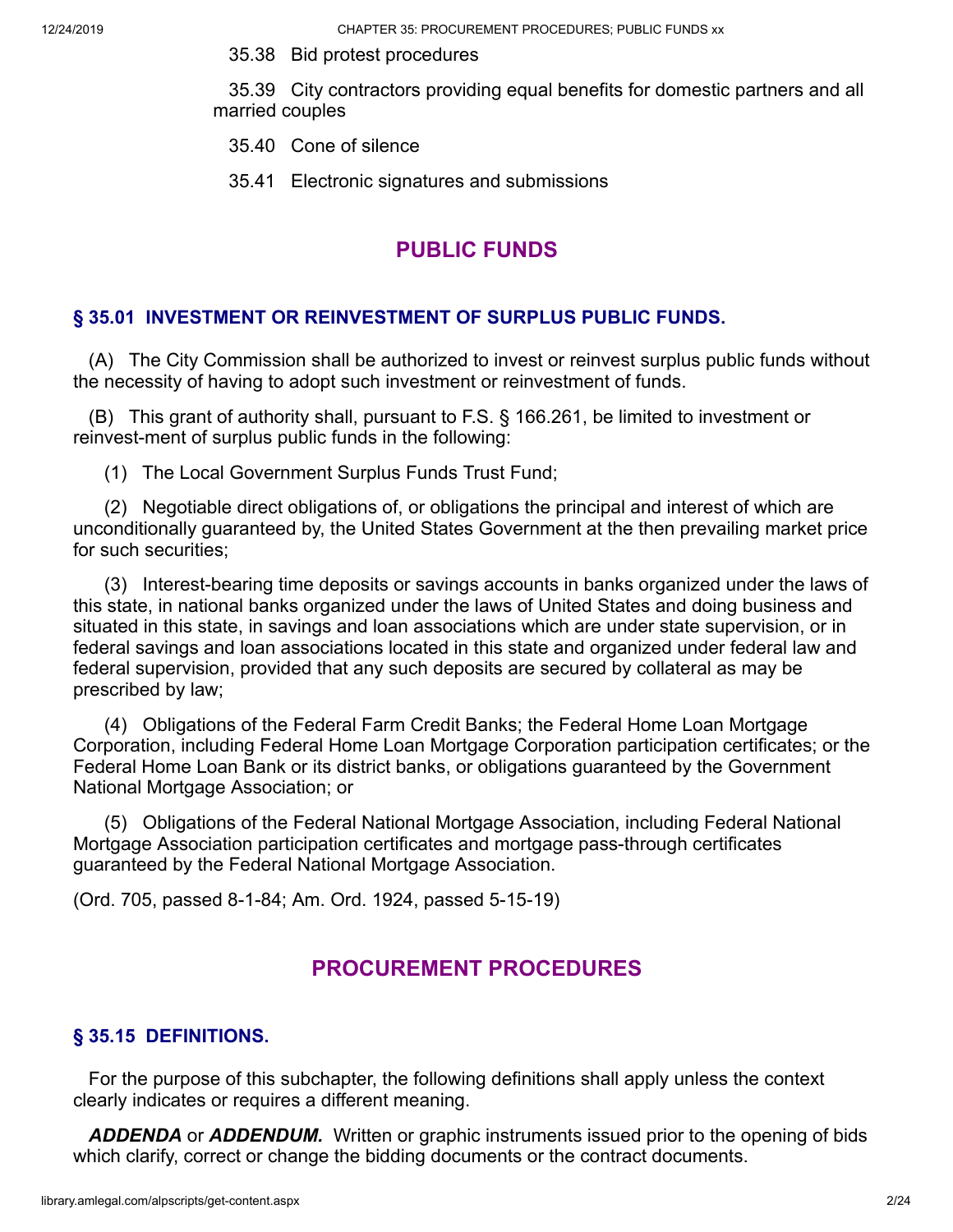35.38 Bid protest procedures

35.39 City contractors providing equal benefits for domestic partners and all married couples

35.40 Cone of silence

35.41 Electronic signatures and submissions

## PUBLIC FUNDS

### § 35.01 INVESTMENT OR REINVESTMENT OF SURPLUS PUBLIC FUNDS.

(A) The City Commission shall be authorized to invest or reinvest surplus public funds without the necessity of having to adopt such investment or reinvestment of funds.

(B) This grant of authority shall, pursuant to F.S. § 166.261, be limited to investment or reinvest-ment of surplus public funds in the following:

(1) The Local Government Surplus Funds Trust Fund;

(2) Negotiable direct obligations of, or obligations the principal and interest of which are unconditionally guaranteed by, the United States Government at the then prevailing market price for such securities;

(3) Interest-bearing time deposits or savings accounts in banks organized under the laws of this state, in national banks organized under the laws of United States and doing business and situated in this state, in savings and loan associations which are under state supervision, or in federal savings and loan associations located in this state and organized under federal law and federal supervision, provided that any such deposits are secured by collateral as may be prescribed by law;

(4) Obligations of the Federal Farm Credit Banks; the Federal Home Loan Mortgage Corporation, including Federal Home Loan Mortgage Corporation participation certificates; or the Federal Home Loan Bank or its district banks, or obligations guaranteed by the Government National Mortgage Association; or

(5) Obligations of the Federal National Mortgage Association, including Federal National Mortgage Association participation certificates and mortgage pass-through certificates guaranteed by the Federal National Mortgage Association.

(Ord. 705, passed 8-1-84; Am. Ord. 1924, passed 5-15-19)

## PROCUREMENT PROCEDURES

### § 35.15 DEFINITIONS.

For the purpose of this subchapter, the following definitions shall apply unless the context clearly indicates or requires a different meaning.

***ADDENDA*** or ***ADDENDUM.*** Written or graphic instruments issued prior to the opening of bids which clarify, correct or change the bidding documents or the contract documents.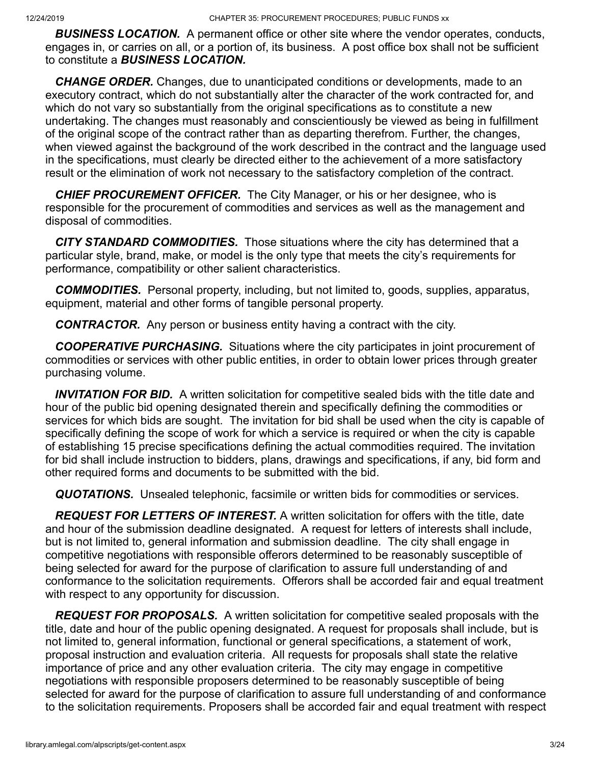***BUSINESS LOCATION.*** A permanent office or other site where the vendor operates, conducts, engages in, or carries on all, or a portion of, its business. A post office box shall not be sufficient to constitute a ***BUSINESS LOCATION.***

***CHANGE ORDER.*** Changes, due to unanticipated conditions or developments, made to an executory contract, which do not substantially alter the character of the work contracted for, and which do not vary so substantially from the original specifications as to constitute a new undertaking. The changes must reasonably and conscientiously be viewed as being in fulfillment of the original scope of the contract rather than as departing therefrom. Further, the changes, when viewed against the background of the work described in the contract and the language used in the specifications, must clearly be directed either to the achievement of a more satisfactory result or the elimination of work not necessary to the satisfactory completion of the contract.

***CHIEF PROCUREMENT OFFICER.*** The City Manager, or his or her designee, who is responsible for the procurement of commodities and services as well as the management and disposal of commodities.

***CITY STANDARD COMMODITIES.*** Those situations where the city has determined that a particular style, brand, make, or model is the only type that meets the city's requirements for performance, compatibility or other salient characteristics.

***COMMODITIES.*** Personal property, including, but not limited to, goods, supplies, apparatus, equipment, material and other forms of tangible personal property.

***CONTRACTOR.*** Any person or business entity having a contract with the city.

***COOPERATIVE PURCHASING.*** Situations where the city participates in joint procurement of commodities or services with other public entities, in order to obtain lower prices through greater purchasing volume.

***INVITATION FOR BID.*** A written solicitation for competitive sealed bids with the title date and hour of the public bid opening designated therein and specifically defining the commodities or services for which bids are sought. The invitation for bid shall be used when the city is capable of specifically defining the scope of work for which a service is required or when the city is capable of establishing 15 precise specifications defining the actual commodities required. The invitation for bid shall include instruction to bidders, plans, drawings and specifications, if any, bid form and other required forms and documents to be submitted with the bid.

***QUOTATIONS.*** Unsealed telephonic, facsimile or written bids for commodities or services.

***REQUEST FOR LETTERS OF INTEREST.*** A written solicitation for offers with the title, date and hour of the submission deadline designated. A request for letters of interests shall include, but is not limited to, general information and submission deadline. The city shall engage in competitive negotiations with responsible offerors determined to be reasonably susceptible of being selected for award for the purpose of clarification to assure full understanding of and conformance to the solicitation requirements. Offerors shall be accorded fair and equal treatment with respect to any opportunity for discussion.

***REQUEST FOR PROPOSALS.*** A written solicitation for competitive sealed proposals with the title, date and hour of the public opening designated. A request for proposals shall include, but is not limited to, general information, functional or general specifications, a statement of work, proposal instruction and evaluation criteria. All requests for proposals shall state the relative importance of price and any other evaluation criteria. The city may engage in competitive negotiations with responsible proposers determined to be reasonably susceptible of being selected for award for the purpose of clarification to assure full understanding of and conformance to the solicitation requirements. Proposers shall be accorded fair and equal treatment with respect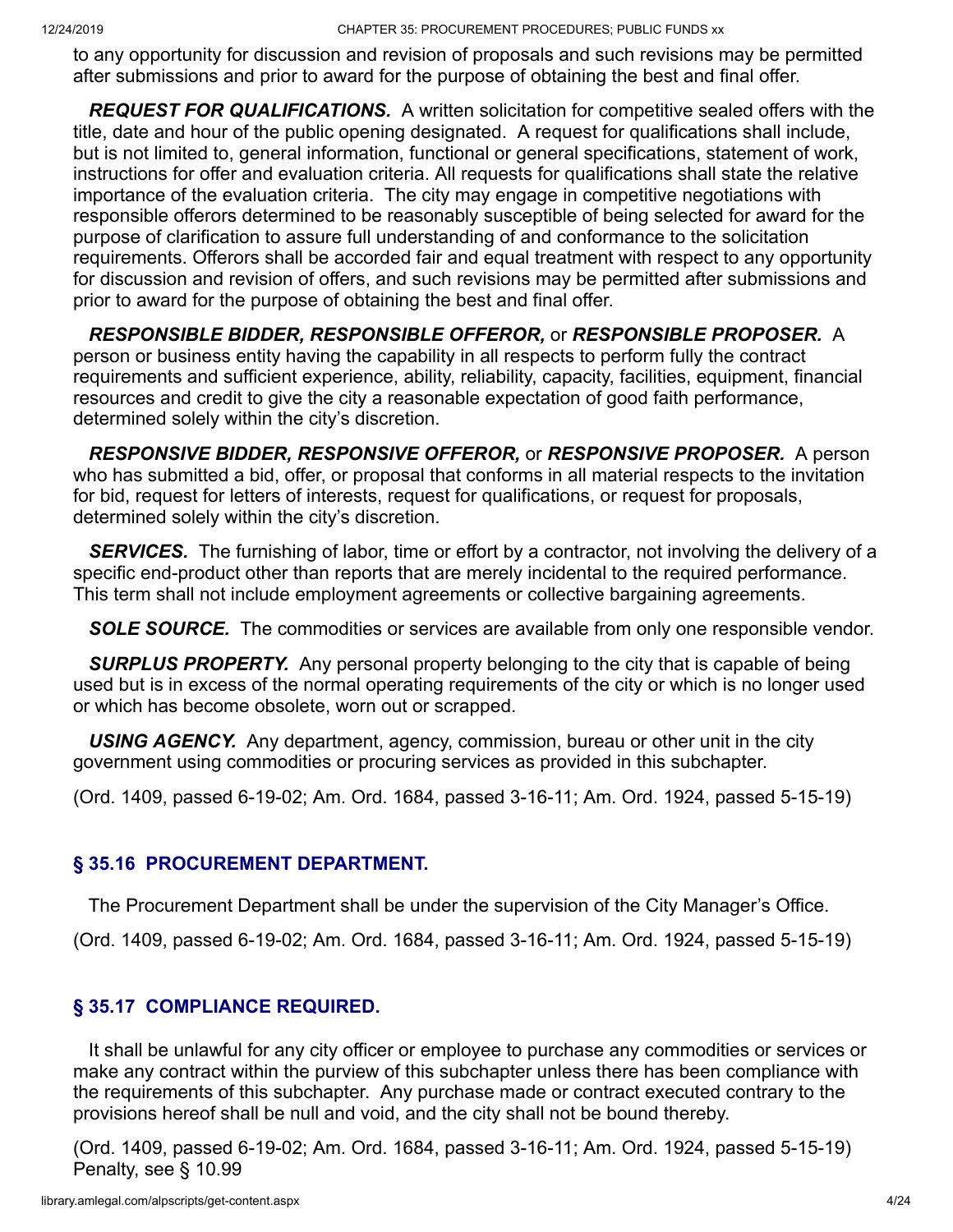to any opportunity for discussion and revision of proposals and such revisions may be permitted after submissions and prior to award for the purpose of obtaining the best and final offer.

***REQUEST FOR QUALIFICATIONS.*** A written solicitation for competitive sealed offers with the title, date and hour of the public opening designated. A request for qualifications shall include, but is not limited to, general information, functional or general specifications, statement of work, instructions for offer and evaluation criteria. All requests for qualifications shall state the relative importance of the evaluation criteria. The city may engage in competitive negotiations with responsible offerors determined to be reasonably susceptible of being selected for award for the purpose of clarification to assure full understanding of and conformance to the solicitation requirements. Offerors shall be accorded fair and equal treatment with respect to any opportunity for discussion and revision of offers, and such revisions may be permitted after submissions and prior to award for the purpose of obtaining the best and final offer.

***RESPONSIBLE BIDDER, RESPONSIBLE OFFEROR,*** or ***RESPONSIBLE PROPOSER.*** A person or business entity having the capability in all respects to perform fully the contract requirements and sufficient experience, ability, reliability, capacity, facilities, equipment, financial resources and credit to give the city a reasonable expectation of good faith performance, determined solely within the city's discretion.

***RESPONSIVE BIDDER, RESPONSIVE OFFEROR,*** or ***RESPONSIVE PROPOSER.*** A person who has submitted a bid, offer, or proposal that conforms in all material respects to the invitation for bid, request for letters of interests, request for qualifications, or request for proposals, determined solely within the city's discretion.

***SERVICES.*** The furnishing of labor, time or effort by a contractor, not involving the delivery of a specific end-product other than reports that are merely incidental to the required performance. This term shall not include employment agreements or collective bargaining agreements.

***SOLE SOURCE.*** The commodities or services are available from only one responsible vendor.

***SURPLUS PROPERTY.*** Any personal property belonging to the city that is capable of being used but is in excess of the normal operating requirements of the city or which is no longer used or which has become obsolete, worn out or scrapped.

***USING AGENCY.*** Any department, agency, commission, bureau or other unit in the city government using commodities or procuring services as provided in this subchapter.

(Ord. 1409, passed 6-19-02; Am. Ord. 1684, passed 3-16-11; Am. Ord. 1924, passed 5-15-19)

## § 35.16 PROCUREMENT DEPARTMENT.

The Procurement Department shall be under the supervision of the City Manager's Office.

(Ord. 1409, passed 6-19-02; Am. Ord. 1684, passed 3-16-11; Am. Ord. 1924, passed 5-15-19)

## § 35.17 COMPLIANCE REQUIRED.

It shall be unlawful for any city officer or employee to purchase any commodities or services or make any contract within the purview of this subchapter unless there has been compliance with the requirements of this subchapter. Any purchase made or contract executed contrary to the provisions hereof shall be null and void, and the city shall not be bound thereby.

(Ord. 1409, passed 6-19-02; Am. Ord. 1684, passed 3-16-11; Am. Ord. 1924, passed 5-15-19)
Penalty, see § 10.99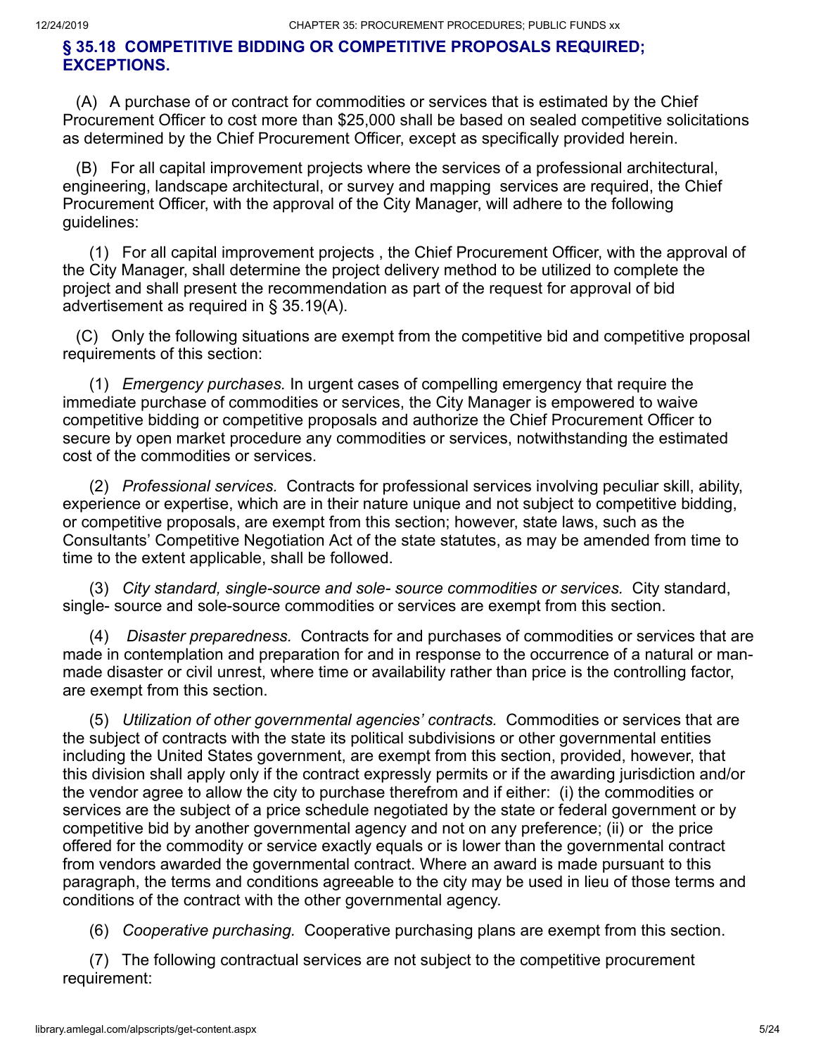## § 35.18 COMPETITIVE BIDDING OR COMPETITIVE PROPOSALS REQUIRED; EXCEPTIONS.

(A) A purchase of or contract for commodities or services that is estimated by the Chief Procurement Officer to cost more than $25,000 shall be based on sealed competitive solicitations as determined by the Chief Procurement Officer, except as specifically provided herein.

(B) For all capital improvement projects where the services of a professional architectural, engineering, landscape architectural, or survey and mapping services are required, the Chief Procurement Officer, with the approval of the City Manager, will adhere to the following guidelines:

(1) For all capital improvement projects , the Chief Procurement Officer, with the approval of the City Manager, shall determine the project delivery method to be utilized to complete the project and shall present the recommendation as part of the request for approval of bid advertisement as required in § 35.19(A).

(C) Only the following situations are exempt from the competitive bid and competitive proposal requirements of this section:

(1) *Emergency purchases.* In urgent cases of compelling emergency that require the immediate purchase of commodities or services, the City Manager is empowered to waive competitive bidding or competitive proposals and authorize the Chief Procurement Officer to secure by open market procedure any commodities or services, notwithstanding the estimated cost of the commodities or services.

(2) *Professional services.* Contracts for professional services involving peculiar skill, ability, experience or expertise, which are in their nature unique and not subject to competitive bidding, or competitive proposals, are exempt from this section; however, state laws, such as the Consultants' Competitive Negotiation Act of the state statutes, as may be amended from time to time to the extent applicable, shall be followed.

(3) *City standard, single-source and sole- source commodities or services.* City standard, single- source and sole-source commodities or services are exempt from this section.

(4) *Disaster preparedness.* Contracts for and purchases of commodities or services that are made in contemplation and preparation for and in response to the occurrence of a natural or man-made disaster or civil unrest, where time or availability rather than price is the controlling factor, are exempt from this section.

(5) *Utilization of other governmental agencies' contracts.* Commodities or services that are the subject of contracts with the state its political subdivisions or other governmental entities including the United States government, are exempt from this section, provided, however, that this division shall apply only if the contract expressly permits or if the awarding jurisdiction and/or the vendor agree to allow the city to purchase therefrom and if either: (i) the commodities or services are the subject of a price schedule negotiated by the state or federal government or by competitive bid by another governmental agency and not on any preference; (ii) or the price offered for the commodity or service exactly equals or is lower than the governmental contract from vendors awarded the governmental contract. Where an award is made pursuant to this paragraph, the terms and conditions agreeable to the city may be used in lieu of those terms and conditions of the contract with the other governmental agency.

(6) *Cooperative purchasing.* Cooperative purchasing plans are exempt from this section.

(7) The following contractual services are not subject to the competitive procurement requirement: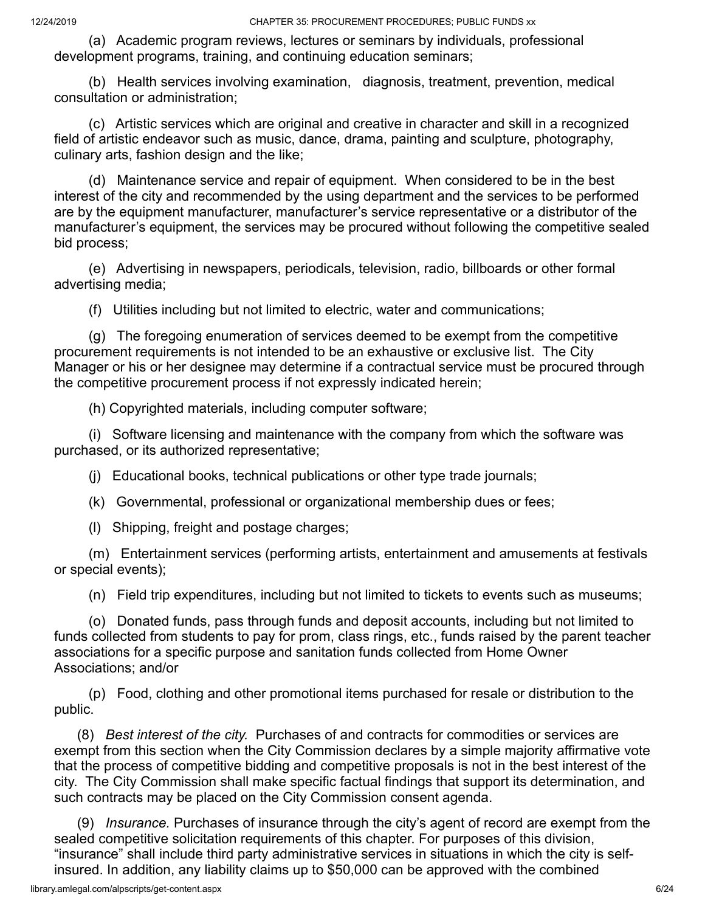(a) Academic program reviews, lectures or seminars by individuals, professional development programs, training, and continuing education seminars;

(b) Health services involving examination, diagnosis, treatment, prevention, medical consultation or administration;

(c) Artistic services which are original and creative in character and skill in a recognized field of artistic endeavor such as music, dance, drama, painting and sculpture, photography, culinary arts, fashion design and the like;

(d) Maintenance service and repair of equipment. When considered to be in the best interest of the city and recommended by the using department and the services to be performed are by the equipment manufacturer, manufacturer's service representative or a distributor of the manufacturer's equipment, the services may be procured without following the competitive sealed bid process;

(e) Advertising in newspapers, periodicals, television, radio, billboards or other formal advertising media;

(f) Utilities including but not limited to electric, water and communications;

(g) The foregoing enumeration of services deemed to be exempt from the competitive procurement requirements is not intended to be an exhaustive or exclusive list. The City Manager or his or her designee may determine if a contractual service must be procured through the competitive procurement process if not expressly indicated herein;

(h) Copyrighted materials, including computer software;

(i) Software licensing and maintenance with the company from which the software was purchased, or its authorized representative;

(j) Educational books, technical publications or other type trade journals;

(k) Governmental, professional or organizational membership dues or fees;

(l) Shipping, freight and postage charges;

(m) Entertainment services (performing artists, entertainment and amusements at festivals or special events);

(n) Field trip expenditures, including but not limited to tickets to events such as museums;

(o) Donated funds, pass through funds and deposit accounts, including but not limited to funds collected from students to pay for prom, class rings, etc., funds raised by the parent teacher associations for a specific purpose and sanitation funds collected from Home Owner Associations; and/or

(p) Food, clothing and other promotional items purchased for resale or distribution to the public.

(8) *Best interest of the city.* Purchases of and contracts for commodities or services are exempt from this section when the City Commission declares by a simple majority affirmative vote that the process of competitive bidding and competitive proposals is not in the best interest of the city. The City Commission shall make specific factual findings that support its determination, and such contracts may be placed on the City Commission consent agenda.

(9) *Insurance.* Purchases of insurance through the city's agent of record are exempt from the sealed competitive solicitation requirements of this chapter. For purposes of this division, "insurance" shall include third party administrative services in situations in which the city is self-insured. In addition, any liability claims up to $50,000 can be approved with the combined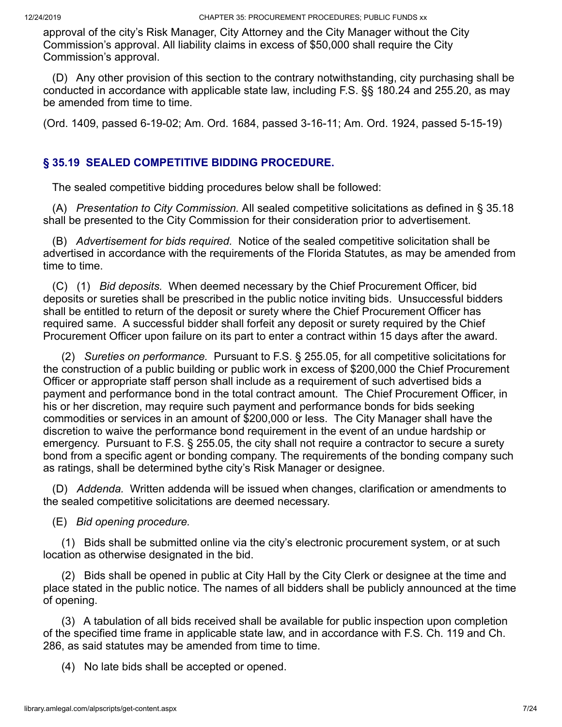approval of the city's Risk Manager, City Attorney and the City Manager without the City Commission's approval. All liability claims in excess of $50,000 shall require the City Commission's approval.

(D) Any other provision of this section to the contrary notwithstanding, city purchasing shall be conducted in accordance with applicable state law, including F.S. §§ 180.24 and 255.20, as may be amended from time to time.

(Ord. 1409, passed 6-19-02; Am. Ord. 1684, passed 3-16-11; Am. Ord. 1924, passed 5-15-19)

## § 35.19 SEALED COMPETITIVE BIDDING PROCEDURE.

The sealed competitive bidding procedures below shall be followed:

(A) *Presentation to City Commission.* All sealed competitive solicitations as defined in § 35.18 shall be presented to the City Commission for their consideration prior to advertisement.

(B) *Advertisement for bids required.* Notice of the sealed competitive solicitation shall be advertised in accordance with the requirements of the Florida Statutes, as may be amended from time to time.

(C) (1) *Bid deposits.* When deemed necessary by the Chief Procurement Officer, bid deposits or sureties shall be prescribed in the public notice inviting bids. Unsuccessful bidders shall be entitled to return of the deposit or surety where the Chief Procurement Officer has required same. A successful bidder shall forfeit any deposit or surety required by the Chief Procurement Officer upon failure on its part to enter a contract within 15 days after the award.

(2) *Sureties on performance.* Pursuant to F.S. § 255.05, for all competitive solicitations for the construction of a public building or public work in excess of $200,000 the Chief Procurement Officer or appropriate staff person shall include as a requirement of such advertised bids a payment and performance bond in the total contract amount. The Chief Procurement Officer, in his or her discretion, may require such payment and performance bonds for bids seeking commodities or services in an amount of $200,000 or less. The City Manager shall have the discretion to waive the performance bond requirement in the event of an undue hardship or emergency. Pursuant to F.S. § 255.05, the city shall not require a contractor to secure a surety bond from a specific agent or bonding company. The requirements of the bonding company such as ratings, shall be determined bythe city's Risk Manager or designee.

(D) *Addenda.* Written addenda will be issued when changes, clarification or amendments to the sealed competitive solicitations are deemed necessary.

(E) *Bid opening procedure.*

(1) Bids shall be submitted online via the city's electronic procurement system, or at such location as otherwise designated in the bid.

(2) Bids shall be opened in public at City Hall by the City Clerk or designee at the time and place stated in the public notice. The names of all bidders shall be publicly announced at the time of opening.

(3) A tabulation of all bids received shall be available for public inspection upon completion of the specified time frame in applicable state law, and in accordance with F.S. Ch. 119 and Ch. 286, as said statutes may be amended from time to time.

(4) No late bids shall be accepted or opened.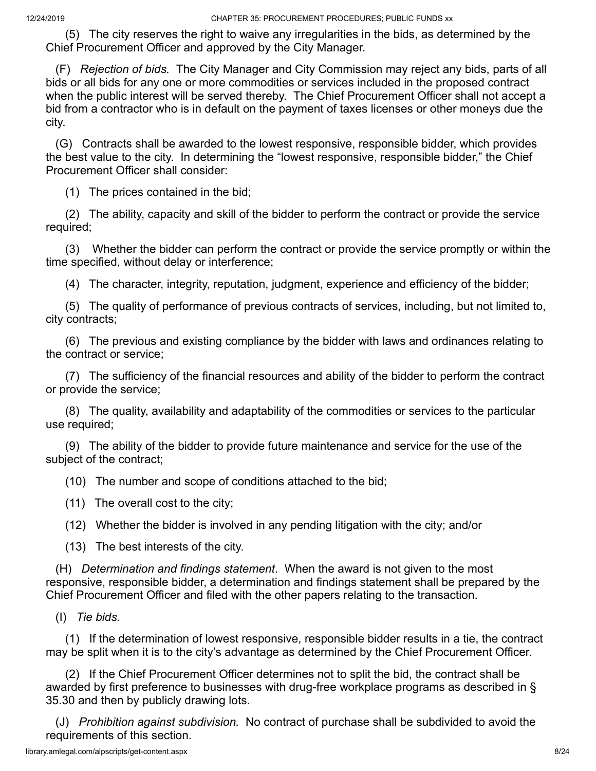(5) The city reserves the right to waive any irregularities in the bids, as determined by the Chief Procurement Officer and approved by the City Manager.

(F) *Rejection of bids.* The City Manager and City Commission may reject any bids, parts of all bids or all bids for any one or more commodities or services included in the proposed contract when the public interest will be served thereby. The Chief Procurement Officer shall not accept a bid from a contractor who is in default on the payment of taxes licenses or other moneys due the city.

(G) Contracts shall be awarded to the lowest responsive, responsible bidder, which provides the best value to the city. In determining the "lowest responsive, responsible bidder," the Chief Procurement Officer shall consider:

(1) The prices contained in the bid;

(2) The ability, capacity and skill of the bidder to perform the contract or provide the service required;

(3) Whether the bidder can perform the contract or provide the service promptly or within the time specified, without delay or interference;

(4) The character, integrity, reputation, judgment, experience and efficiency of the bidder;

(5) The quality of performance of previous contracts of services, including, but not limited to, city contracts;

(6) The previous and existing compliance by the bidder with laws and ordinances relating to the contract or service;

(7) The sufficiency of the financial resources and ability of the bidder to perform the contract or provide the service;

(8) The quality, availability and adaptability of the commodities or services to the particular use required;

(9) The ability of the bidder to provide future maintenance and service for the use of the subject of the contract;

(10) The number and scope of conditions attached to the bid;

(11) The overall cost to the city;

(12) Whether the bidder is involved in any pending litigation with the city; and/or

(13) The best interests of the city.

(H) *Determination and findings statement*. When the award is not given to the most responsive, responsible bidder, a determination and findings statement shall be prepared by the Chief Procurement Officer and filed with the other papers relating to the transaction.

(I) *Tie bids.*

(1) If the determination of lowest responsive, responsible bidder results in a tie, the contract may be split when it is to the city's advantage as determined by the Chief Procurement Officer.

(2) If the Chief Procurement Officer determines not to split the bid, the contract shall be awarded by first preference to businesses with drug-free workplace programs as described in § 35.30 and then by publicly drawing lots.

(J) *Prohibition against subdivision.* No contract of purchase shall be subdivided to avoid the requirements of this section.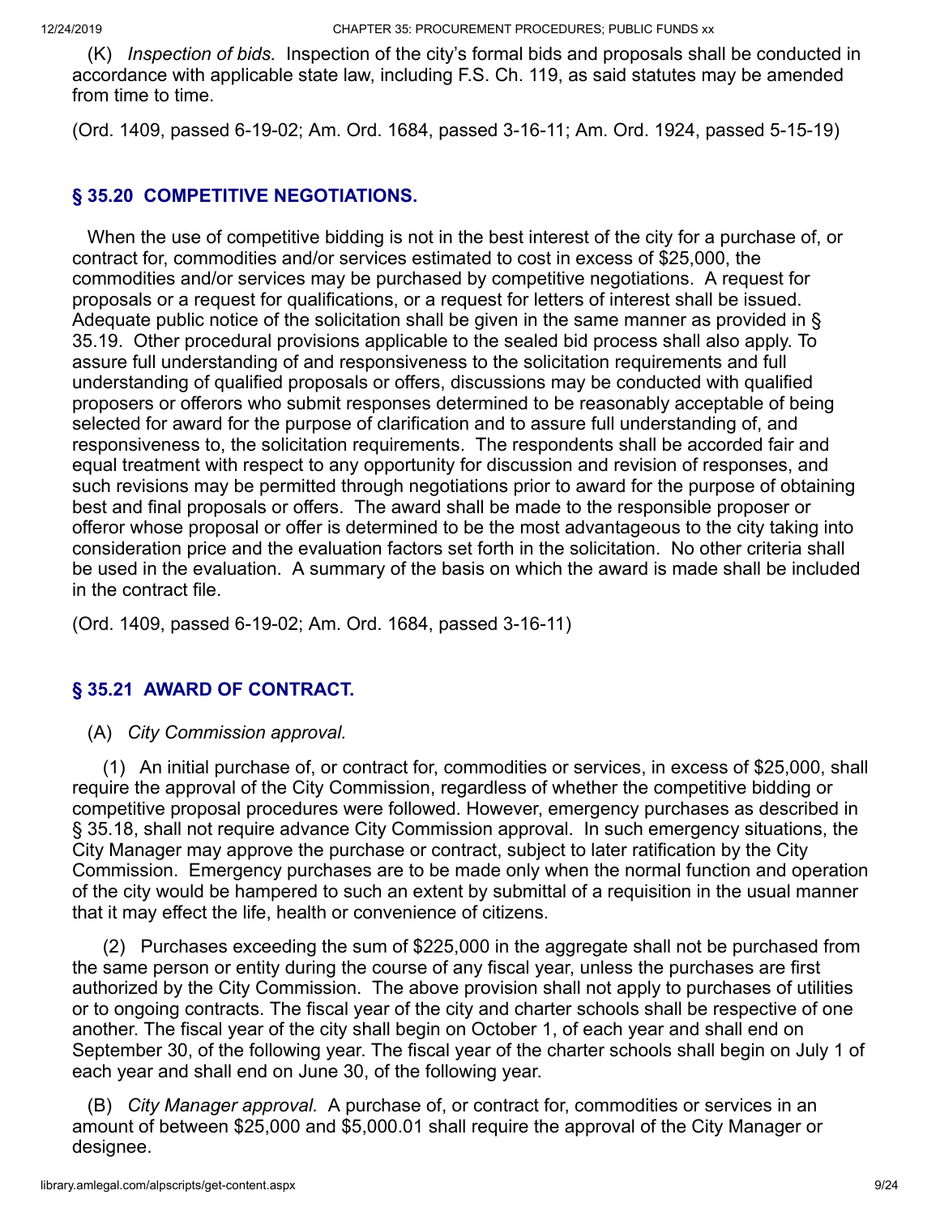(K) *Inspection of bids.* Inspection of the city's formal bids and proposals shall be conducted in accordance with applicable state law, including F.S. Ch. 119, as said statutes may be amended from time to time.

(Ord. 1409, passed 6-19-02; Am. Ord. 1684, passed 3-16-11; Am. Ord. 1924, passed 5-15-19)

## § 35.20 COMPETITIVE NEGOTIATIONS.

When the use of competitive bidding is not in the best interest of the city for a purchase of, or contract for, commodities and/or services estimated to cost in excess of $25,000, the commodities and/or services may be purchased by competitive negotiations. A request for proposals or a request for qualifications, or a request for letters of interest shall be issued. Adequate public notice of the solicitation shall be given in the same manner as provided in § 35.19. Other procedural provisions applicable to the sealed bid process shall also apply. To assure full understanding of and responsiveness to the solicitation requirements and full understanding of qualified proposals or offers, discussions may be conducted with qualified proposers or offerors who submit responses determined to be reasonably acceptable of being selected for award for the purpose of clarification and to assure full understanding of, and responsiveness to, the solicitation requirements. The respondents shall be accorded fair and equal treatment with respect to any opportunity for discussion and revision of responses, and such revisions may be permitted through negotiations prior to award for the purpose of obtaining best and final proposals or offers. The award shall be made to the responsible proposer or offeror whose proposal or offer is determined to be the most advantageous to the city taking into consideration price and the evaluation factors set forth in the solicitation. No other criteria shall be used in the evaluation. A summary of the basis on which the award is made shall be included in the contract file.

(Ord. 1409, passed 6-19-02; Am. Ord. 1684, passed 3-16-11)

## § 35.21 AWARD OF CONTRACT.

(A) *City Commission approval.*

(1) An initial purchase of, or contract for, commodities or services, in excess of $25,000, shall require the approval of the City Commission, regardless of whether the competitive bidding or competitive proposal procedures were followed. However, emergency purchases as described in § 35.18, shall not require advance City Commission approval. In such emergency situations, the City Manager may approve the purchase or contract, subject to later ratification by the City Commission. Emergency purchases are to be made only when the normal function and operation of the city would be hampered to such an extent by submittal of a requisition in the usual manner that it may effect the life, health or convenience of citizens.

(2) Purchases exceeding the sum of $225,000 in the aggregate shall not be purchased from the same person or entity during the course of any fiscal year, unless the purchases are first authorized by the City Commission. The above provision shall not apply to purchases of utilities or to ongoing contracts. The fiscal year of the city and charter schools shall be respective of one another. The fiscal year of the city shall begin on October 1, of each year and shall end on September 30, of the following year. The fiscal year of the charter schools shall begin on July 1 of each year and shall end on June 30, of the following year.

(B) *City Manager approval.* A purchase of, or contract for, commodities or services in an amount of between $25,000 and $5,000.01 shall require the approval of the City Manager or designee.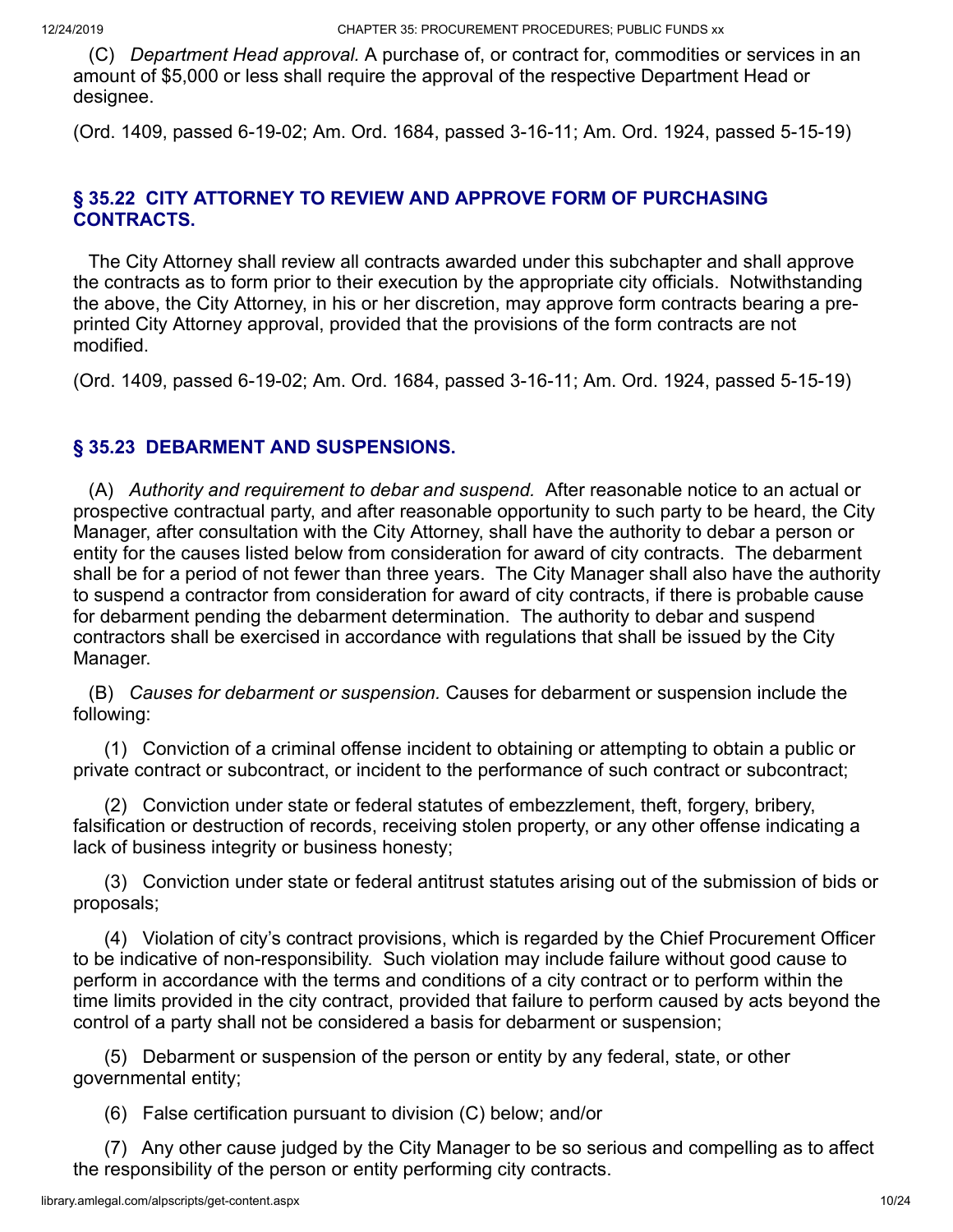(C) *Department Head approval.* A purchase of, or contract for, commodities or services in an amount of $5,000 or less shall require the approval of the respective Department Head or designee.

(Ord. 1409, passed 6-19-02; Am. Ord. 1684, passed 3-16-11; Am. Ord. 1924, passed 5-15-19)

### § 35.22 CITY ATTORNEY TO REVIEW AND APPROVE FORM OF PURCHASING CONTRACTS.

The City Attorney shall review all contracts awarded under this subchapter and shall approve the contracts as to form prior to their execution by the appropriate city officials. Notwithstanding the above, the City Attorney, in his or her discretion, may approve form contracts bearing a pre-printed City Attorney approval, provided that the provisions of the form contracts are not modified.

(Ord. 1409, passed 6-19-02; Am. Ord. 1684, passed 3-16-11; Am. Ord. 1924, passed 5-15-19)

### § 35.23 DEBARMENT AND SUSPENSIONS.

(A) *Authority and requirement to debar and suspend.* After reasonable notice to an actual or prospective contractual party, and after reasonable opportunity to such party to be heard, the City Manager, after consultation with the City Attorney, shall have the authority to debar a person or entity for the causes listed below from consideration for award of city contracts. The debarment shall be for a period of not fewer than three years. The City Manager shall also have the authority to suspend a contractor from consideration for award of city contracts, if there is probable cause for debarment pending the debarment determination. The authority to debar and suspend contractors shall be exercised in accordance with regulations that shall be issued by the City Manager.

(B) *Causes for debarment or suspension.* Causes for debarment or suspension include the following:

(1) Conviction of a criminal offense incident to obtaining or attempting to obtain a public or private contract or subcontract, or incident to the performance of such contract or subcontract;

(2) Conviction under state or federal statutes of embezzlement, theft, forgery, bribery, falsification or destruction of records, receiving stolen property, or any other offense indicating a lack of business integrity or business honesty;

(3) Conviction under state or federal antitrust statutes arising out of the submission of bids or proposals;

(4) Violation of city's contract provisions, which is regarded by the Chief Procurement Officer to be indicative of non-responsibility. Such violation may include failure without good cause to perform in accordance with the terms and conditions of a city contract or to perform within the time limits provided in the city contract, provided that failure to perform caused by acts beyond the control of a party shall not be considered a basis for debarment or suspension;

(5) Debarment or suspension of the person or entity by any federal, state, or other governmental entity;

(6) False certification pursuant to division (C) below; and/or

(7) Any other cause judged by the City Manager to be so serious and compelling as to affect the responsibility of the person or entity performing city contracts.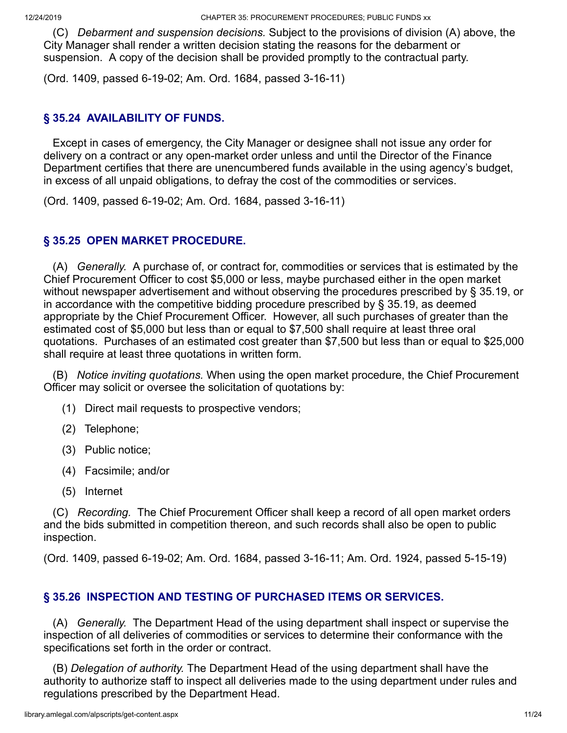(C) *Debarment and suspension decisions.* Subject to the provisions of division (A) above, the City Manager shall render a written decision stating the reasons for the debarment or suspension. A copy of the decision shall be provided promptly to the contractual party.

(Ord. 1409, passed 6-19-02; Am. Ord. 1684, passed 3-16-11)

## § 35.24 AVAILABILITY OF FUNDS.

Except in cases of emergency, the City Manager or designee shall not issue any order for delivery on a contract or any open-market order unless and until the Director of the Finance Department certifies that there are unencumbered funds available in the using agency's budget, in excess of all unpaid obligations, to defray the cost of the commodities or services.

(Ord. 1409, passed 6-19-02; Am. Ord. 1684, passed 3-16-11)

## § 35.25 OPEN MARKET PROCEDURE.

(A) *Generally.* A purchase of, or contract for, commodities or services that is estimated by the Chief Procurement Officer to cost $5,000 or less, maybe purchased either in the open market without newspaper advertisement and without observing the procedures prescribed by § 35.19, or in accordance with the competitive bidding procedure prescribed by § 35.19, as deemed appropriate by the Chief Procurement Officer. However, all such purchases of greater than the estimated cost of $5,000 but less than or equal to $7,500 shall require at least three oral quotations. Purchases of an estimated cost greater than $7,500 but less than or equal to $25,000 shall require at least three quotations in written form.

(B) *Notice inviting quotations.* When using the open market procedure, the Chief Procurement Officer may solicit or oversee the solicitation of quotations by:

(1) Direct mail requests to prospective vendors;

(2) Telephone;

(3) Public notice;

(4) Facsimile; and/or

(5) Internet

(C) *Recording.* The Chief Procurement Officer shall keep a record of all open market orders and the bids submitted in competition thereon, and such records shall also be open to public inspection.

(Ord. 1409, passed 6-19-02; Am. Ord. 1684, passed 3-16-11; Am. Ord. 1924, passed 5-15-19)

## § 35.26 INSPECTION AND TESTING OF PURCHASED ITEMS OR SERVICES.

(A) *Generally.* The Department Head of the using department shall inspect or supervise the inspection of all deliveries of commodities or services to determine their conformance with the specifications set forth in the order or contract.

(B) *Delegation of authority.* The Department Head of the using department shall have the authority to authorize staff to inspect all deliveries made to the using department under rules and regulations prescribed by the Department Head.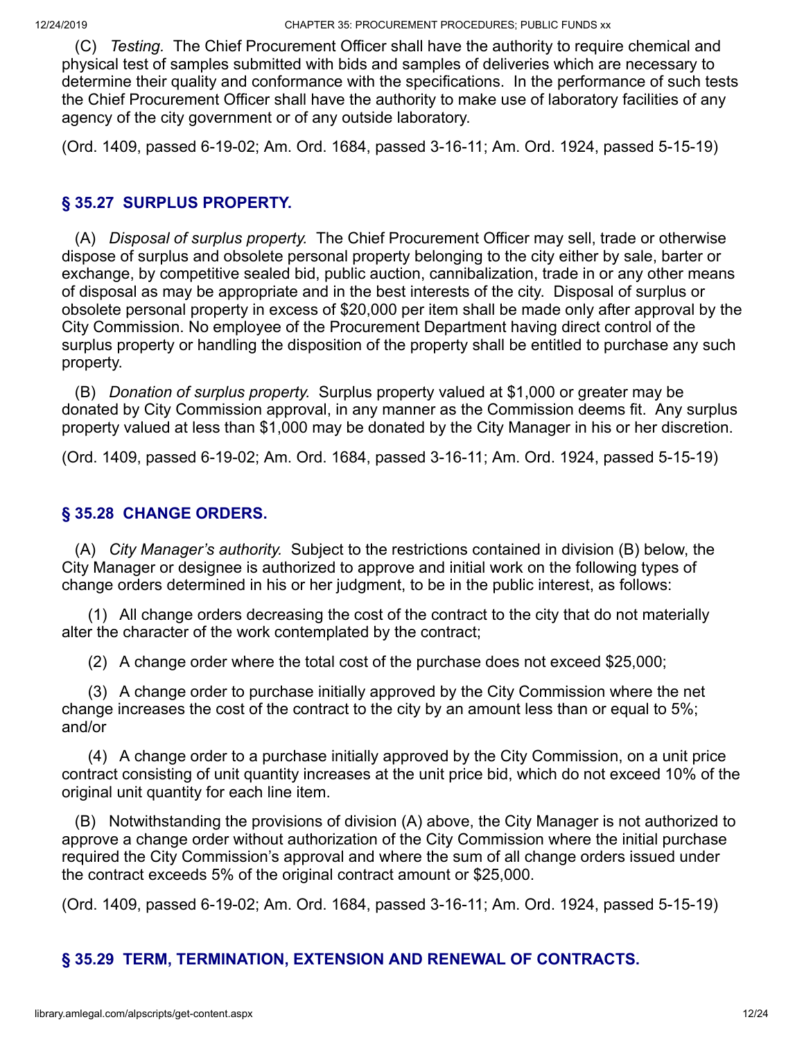(C) *Testing.* The Chief Procurement Officer shall have the authority to require chemical and physical test of samples submitted with bids and samples of deliveries which are necessary to determine their quality and conformance with the specifications. In the performance of such tests the Chief Procurement Officer shall have the authority to make use of laboratory facilities of any agency of the city government or of any outside laboratory.

(Ord. 1409, passed 6-19-02; Am. Ord. 1684, passed 3-16-11; Am. Ord. 1924, passed 5-15-19)

## § 35.27 SURPLUS PROPERTY.

(A) *Disposal of surplus property.* The Chief Procurement Officer may sell, trade or otherwise dispose of surplus and obsolete personal property belonging to the city either by sale, barter or exchange, by competitive sealed bid, public auction, cannibalization, trade in or any other means of disposal as may be appropriate and in the best interests of the city. Disposal of surplus or obsolete personal property in excess of $20,000 per item shall be made only after approval by the City Commission. No employee of the Procurement Department having direct control of the surplus property or handling the disposition of the property shall be entitled to purchase any such property.

(B) *Donation of surplus property.* Surplus property valued at $1,000 or greater may be donated by City Commission approval, in any manner as the Commission deems fit. Any surplus property valued at less than $1,000 may be donated by the City Manager in his or her discretion.

(Ord. 1409, passed 6-19-02; Am. Ord. 1684, passed 3-16-11; Am. Ord. 1924, passed 5-15-19)

## § 35.28 CHANGE ORDERS.

(A) *City Manager's authority.* Subject to the restrictions contained in division (B) below, the City Manager or designee is authorized to approve and initial work on the following types of change orders determined in his or her judgment, to be in the public interest, as follows:

(1) All change orders decreasing the cost of the contract to the city that do not materially alter the character of the work contemplated by the contract;

(2) A change order where the total cost of the purchase does not exceed $25,000;

(3) A change order to purchase initially approved by the City Commission where the net change increases the cost of the contract to the city by an amount less than or equal to 5%; and/or

(4) A change order to a purchase initially approved by the City Commission, on a unit price contract consisting of unit quantity increases at the unit price bid, which do not exceed 10% of the original unit quantity for each line item.

(B) Notwithstanding the provisions of division (A) above, the City Manager is not authorized to approve a change order without authorization of the City Commission where the initial purchase required the City Commission's approval and where the sum of all change orders issued under the contract exceeds 5% of the original contract amount or $25,000.

(Ord. 1409, passed 6-19-02; Am. Ord. 1684, passed 3-16-11; Am. Ord. 1924, passed 5-15-19)

## § 35.29 TERM, TERMINATION, EXTENSION AND RENEWAL OF CONTRACTS.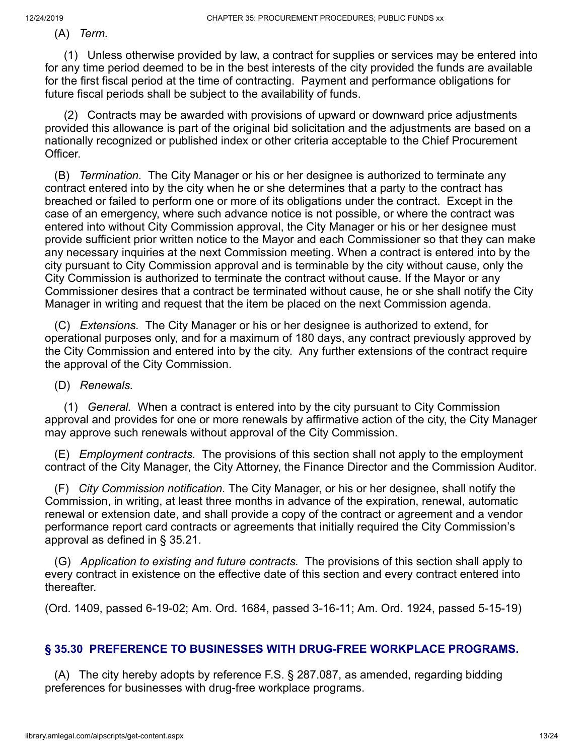(A) *Term.*

(1) Unless otherwise provided by law, a contract for supplies or services may be entered into for any time period deemed to be in the best interests of the city provided the funds are available for the first fiscal period at the time of contracting. Payment and performance obligations for future fiscal periods shall be subject to the availability of funds.

(2) Contracts may be awarded with provisions of upward or downward price adjustments provided this allowance is part of the original bid solicitation and the adjustments are based on a nationally recognized or published index or other criteria acceptable to the Chief Procurement Officer.

(B) *Termination.* The City Manager or his or her designee is authorized to terminate any contract entered into by the city when he or she determines that a party to the contract has breached or failed to perform one or more of its obligations under the contract. Except in the case of an emergency, where such advance notice is not possible, or where the contract was entered into without City Commission approval, the City Manager or his or her designee must provide sufficient prior written notice to the Mayor and each Commissioner so that they can make any necessary inquiries at the next Commission meeting. When a contract is entered into by the city pursuant to City Commission approval and is terminable by the city without cause, only the City Commission is authorized to terminate the contract without cause. If the Mayor or any Commissioner desires that a contract be terminated without cause, he or she shall notify the City Manager in writing and request that the item be placed on the next Commission agenda.

(C) *Extensions.* The City Manager or his or her designee is authorized to extend, for operational purposes only, and for a maximum of 180 days, any contract previously approved by the City Commission and entered into by the city. Any further extensions of the contract require the approval of the City Commission.

(D) *Renewals.*

(1) *General.* When a contract is entered into by the city pursuant to City Commission approval and provides for one or more renewals by affirmative action of the city, the City Manager may approve such renewals without approval of the City Commission.

(E) *Employment contracts.* The provisions of this section shall not apply to the employment contract of the City Manager, the City Attorney, the Finance Director and the Commission Auditor.

(F) *City Commission notification.* The City Manager, or his or her designee, shall notify the Commission, in writing, at least three months in advance of the expiration, renewal, automatic renewal or extension date, and shall provide a copy of the contract or agreement and a vendor performance report card contracts or agreements that initially required the City Commission's approval as defined in § 35.21.

(G) *Application to existing and future contracts.* The provisions of this section shall apply to every contract in existence on the effective date of this section and every contract entered into thereafter.

(Ord. 1409, passed 6-19-02; Am. Ord. 1684, passed 3-16-11; Am. Ord. 1924, passed 5-15-19)

## § 35.30 PREFERENCE TO BUSINESSES WITH DRUG-FREE WORKPLACE PROGRAMS.

(A) The city hereby adopts by reference F.S. § 287.087, as amended, regarding bidding preferences for businesses with drug-free workplace programs.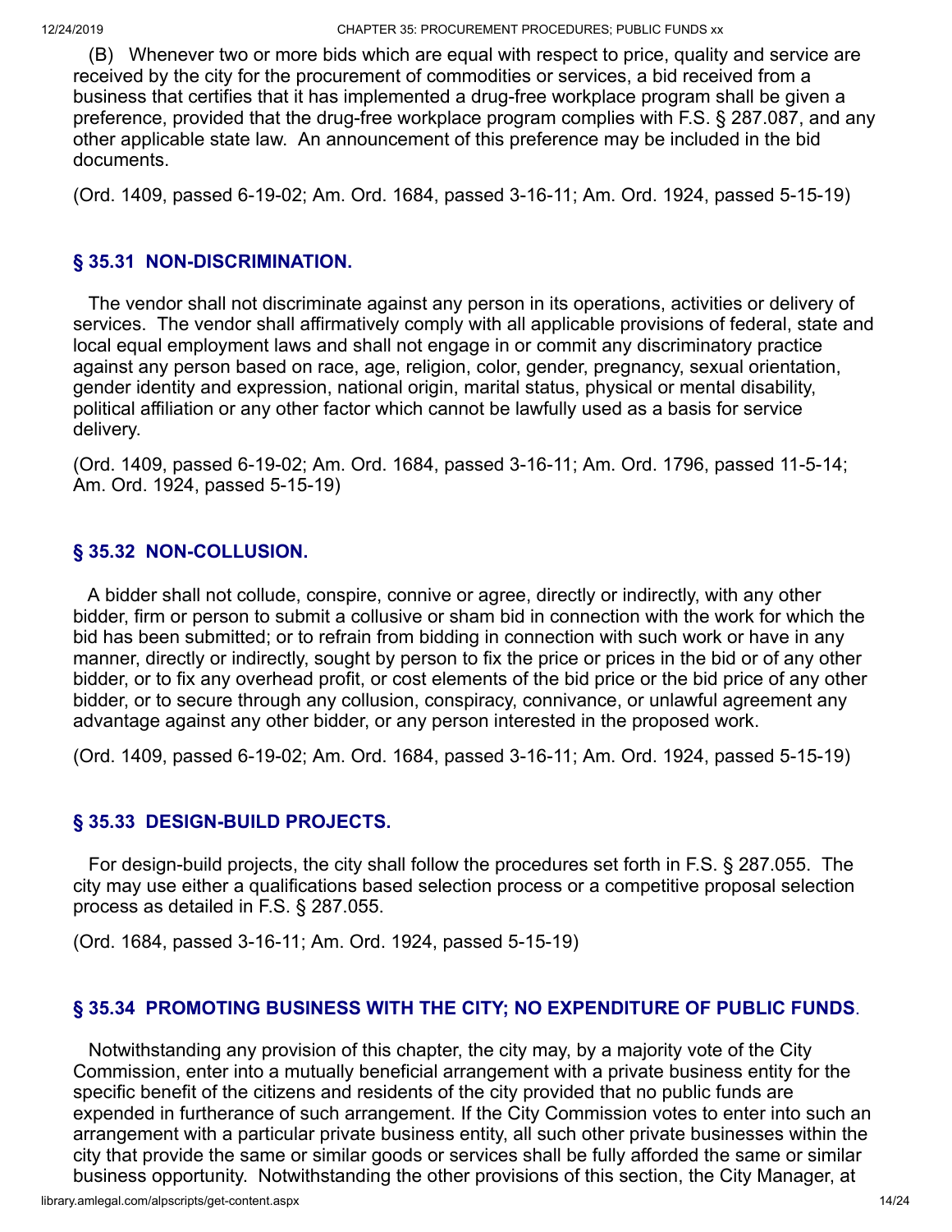(B) Whenever two or more bids which are equal with respect to price, quality and service are received by the city for the procurement of commodities or services, a bid received from a business that certifies that it has implemented a drug-free workplace program shall be given a preference, provided that the drug-free workplace program complies with F.S. § 287.087, and any other applicable state law. An announcement of this preference may be included in the bid documents.

(Ord. 1409, passed 6-19-02; Am. Ord. 1684, passed 3-16-11; Am. Ord. 1924, passed 5-15-19)

## § 35.31 NON-DISCRIMINATION.

The vendor shall not discriminate against any person in its operations, activities or delivery of services. The vendor shall affirmatively comply with all applicable provisions of federal, state and local equal employment laws and shall not engage in or commit any discriminatory practice against any person based on race, age, religion, color, gender, pregnancy, sexual orientation, gender identity and expression, national origin, marital status, physical or mental disability, political affiliation or any other factor which cannot be lawfully used as a basis for service delivery.

(Ord. 1409, passed 6-19-02; Am. Ord. 1684, passed 3-16-11; Am. Ord. 1796, passed 11-5-14; Am. Ord. 1924, passed 5-15-19)

## § 35.32 NON-COLLUSION.

A bidder shall not collude, conspire, connive or agree, directly or indirectly, with any other bidder, firm or person to submit a collusive or sham bid in connection with the work for which the bid has been submitted; or to refrain from bidding in connection with such work or have in any manner, directly or indirectly, sought by person to fix the price or prices in the bid or of any other bidder, or to fix any overhead profit, or cost elements of the bid price or the bid price of any other bidder, or to secure through any collusion, conspiracy, connivance, or unlawful agreement any advantage against any other bidder, or any person interested in the proposed work.

(Ord. 1409, passed 6-19-02; Am. Ord. 1684, passed 3-16-11; Am. Ord. 1924, passed 5-15-19)

## § 35.33 DESIGN-BUILD PROJECTS.

For design-build projects, the city shall follow the procedures set forth in F.S. § 287.055. The city may use either a qualifications based selection process or a competitive proposal selection process as detailed in F.S. § 287.055.

(Ord. 1684, passed 3-16-11; Am. Ord. 1924, passed 5-15-19)

## § 35.34 PROMOTING BUSINESS WITH THE CITY; NO EXPENDITURE OF PUBLIC FUNDS.

Notwithstanding any provision of this chapter, the city may, by a majority vote of the City Commission, enter into a mutually beneficial arrangement with a private business entity for the specific benefit of the citizens and residents of the city provided that no public funds are expended in furtherance of such arrangement. If the City Commission votes to enter into such an arrangement with a particular private business entity, all such other private businesses within the city that provide the same or similar goods or services shall be fully afforded the same or similar business opportunity. Notwithstanding the other provisions of this section, the City Manager, at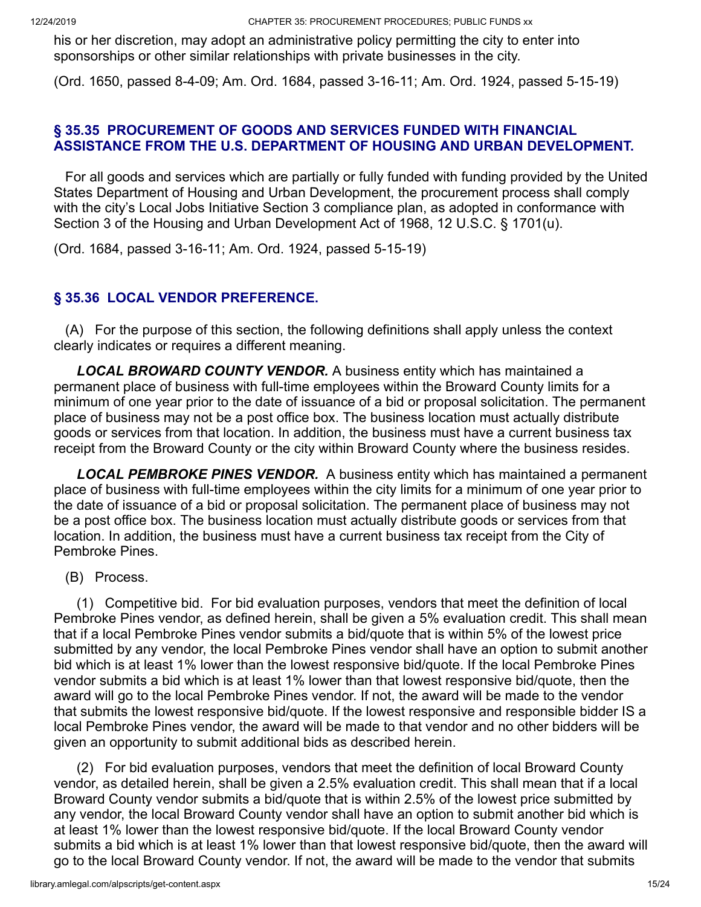his or her discretion, may adopt an administrative policy permitting the city to enter into sponsorships or other similar relationships with private businesses in the city.

(Ord. 1650, passed 8-4-09; Am. Ord. 1684, passed 3-16-11; Am. Ord. 1924, passed 5-15-19)

## § 35.35 PROCUREMENT OF GOODS AND SERVICES FUNDED WITH FINANCIAL ASSISTANCE FROM THE U.S. DEPARTMENT OF HOUSING AND URBAN DEVELOPMENT.

For all goods and services which are partially or fully funded with funding provided by the United States Department of Housing and Urban Development, the procurement process shall comply with the city's Local Jobs Initiative Section 3 compliance plan, as adopted in conformance with Section 3 of the Housing and Urban Development Act of 1968, 12 U.S.C. § 1701(u).

(Ord. 1684, passed 3-16-11; Am. Ord. 1924, passed 5-15-19)

## § 35.36 LOCAL VENDOR PREFERENCE.

(A) For the purpose of this section, the following definitions shall apply unless the context clearly indicates or requires a different meaning.

***LOCAL BROWARD COUNTY VENDOR.*** A business entity which has maintained a permanent place of business with full-time employees within the Broward County limits for a minimum of one year prior to the date of issuance of a bid or proposal solicitation. The permanent place of business may not be a post office box. The business location must actually distribute goods or services from that location. In addition, the business must have a current business tax receipt from the Broward County or the city within Broward County where the business resides.

***LOCAL PEMBROKE PINES VENDOR.*** A business entity which has maintained a permanent place of business with full-time employees within the city limits for a minimum of one year prior to the date of issuance of a bid or proposal solicitation. The permanent place of business may not be a post office box. The business location must actually distribute goods or services from that location. In addition, the business must have a current business tax receipt from the City of Pembroke Pines.

(B) Process.

(1) Competitive bid. For bid evaluation purposes, vendors that meet the definition of local Pembroke Pines vendor, as defined herein, shall be given a 5% evaluation credit. This shall mean that if a local Pembroke Pines vendor submits a bid/quote that is within 5% of the lowest price submitted by any vendor, the local Pembroke Pines vendor shall have an option to submit another bid which is at least 1% lower than the lowest responsive bid/quote. If the local Pembroke Pines vendor submits a bid which is at least 1% lower than that lowest responsive bid/quote, then the award will go to the local Pembroke Pines vendor. If not, the award will be made to the vendor that submits the lowest responsive bid/quote. If the lowest responsive and responsible bidder IS a local Pembroke Pines vendor, the award will be made to that vendor and no other bidders will be given an opportunity to submit additional bids as described herein.

(2) For bid evaluation purposes, vendors that meet the definition of local Broward County vendor, as detailed herein, shall be given a 2.5% evaluation credit. This shall mean that if a local Broward County vendor submits a bid/quote that is within 2.5% of the lowest price submitted by any vendor, the local Broward County vendor shall have an option to submit another bid which is at least 1% lower than the lowest responsive bid/quote. If the local Broward County vendor submits a bid which is at least 1% lower than that lowest responsive bid/quote, then the award will go to the local Broward County vendor. If not, the award will be made to the vendor that submits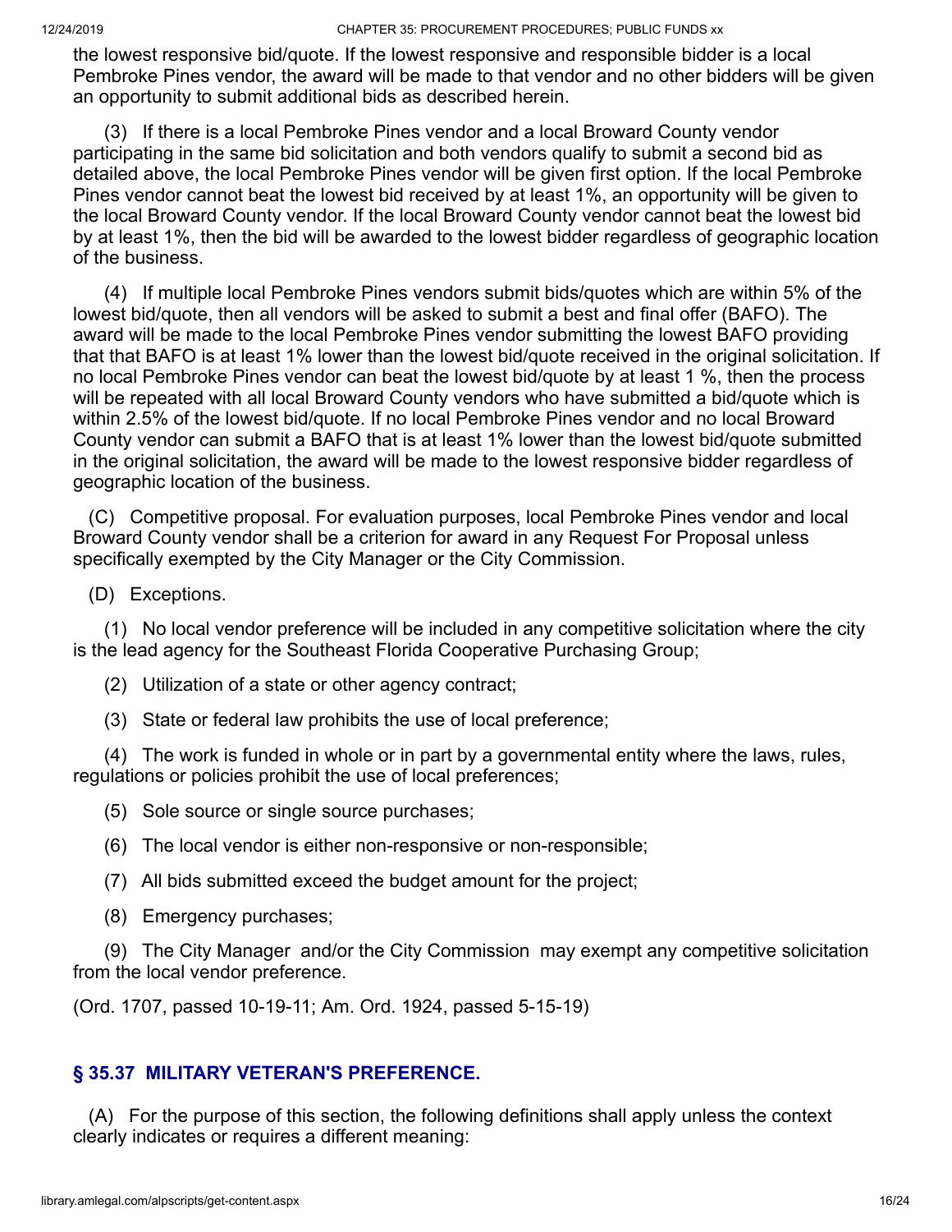the lowest responsive bid/quote. If the lowest responsive and responsible bidder is a local Pembroke Pines vendor, the award will be made to that vendor and no other bidders will be given an opportunity to submit additional bids as described herein.

(3) If there is a local Pembroke Pines vendor and a local Broward County vendor participating in the same bid solicitation and both vendors qualify to submit a second bid as detailed above, the local Pembroke Pines vendor will be given first option. If the local Pembroke Pines vendor cannot beat the lowest bid received by at least 1%, an opportunity will be given to the local Broward County vendor. If the local Broward County vendor cannot beat the lowest bid by at least 1%, then the bid will be awarded to the lowest bidder regardless of geographic location of the business.

(4) If multiple local Pembroke Pines vendors submit bids/quotes which are within 5% of the lowest bid/quote, then all vendors will be asked to submit a best and final offer (BAFO). The award will be made to the local Pembroke Pines vendor submitting the lowest BAFO providing that that BAFO is at least 1% lower than the lowest bid/quote received in the original solicitation. If no local Pembroke Pines vendor can beat the lowest bid/quote by at least 1 %, then the process will be repeated with all local Broward County vendors who have submitted a bid/quote which is within 2.5% of the lowest bid/quote. If no local Pembroke Pines vendor and no local Broward County vendor can submit a BAFO that is at least 1% lower than the lowest bid/quote submitted in the original solicitation, the award will be made to the lowest responsive bidder regardless of geographic location of the business.

(C) Competitive proposal. For evaluation purposes, local Pembroke Pines vendor and local Broward County vendor shall be a criterion for award in any Request For Proposal unless specifically exempted by the City Manager or the City Commission.

(D) Exceptions.

(1) No local vendor preference will be included in any competitive solicitation where the city is the lead agency for the Southeast Florida Cooperative Purchasing Group;

(2) Utilization of a state or other agency contract;

(3) State or federal law prohibits the use of local preference;

(4) The work is funded in whole or in part by a governmental entity where the laws, rules, regulations or policies prohibit the use of local preferences;

(5) Sole source or single source purchases;

(6) The local vendor is either non-responsive or non-responsible;

(7) All bids submitted exceed the budget amount for the project;

(8) Emergency purchases;

(9) The City Manager and/or the City Commission may exempt any competitive solicitation from the local vendor preference.

(Ord. 1707, passed 10-19-11; Am. Ord. 1924, passed 5-15-19)

## § 35.37 MILITARY VETERAN'S PREFERENCE.

(A) For the purpose of this section, the following definitions shall apply unless the context clearly indicates or requires a different meaning: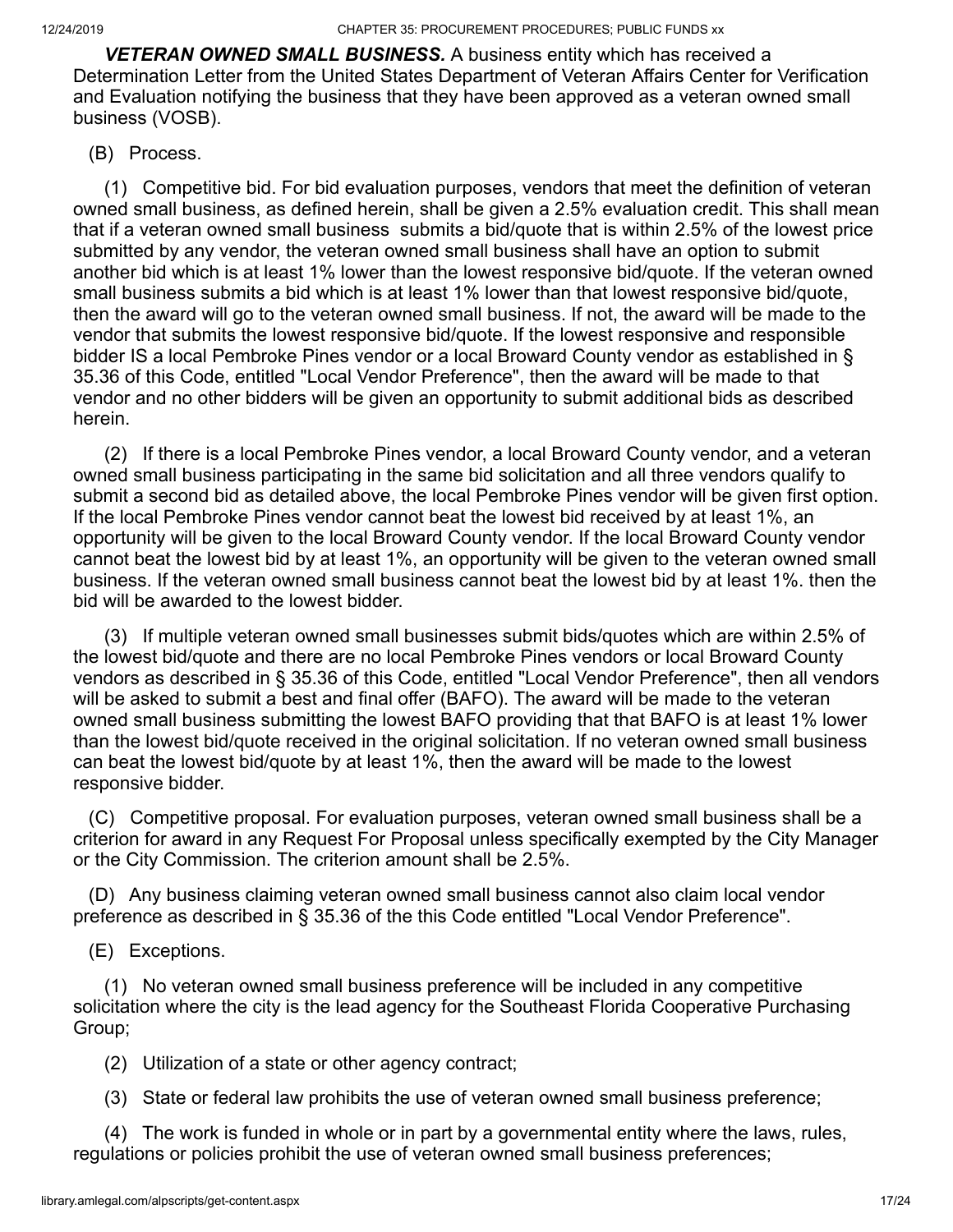***VETERAN OWNED SMALL BUSINESS.*** A business entity which has received a Determination Letter from the United States Department of Veteran Affairs Center for Verification and Evaluation notifying the business that they have been approved as a veteran owned small business (VOSB).

(B) Process.

(1) Competitive bid. For bid evaluation purposes, vendors that meet the definition of veteran owned small business, as defined herein, shall be given a 2.5% evaluation credit. This shall mean that if a veteran owned small business submits a bid/quote that is within 2.5% of the lowest price submitted by any vendor, the veteran owned small business shall have an option to submit another bid which is at least 1% lower than the lowest responsive bid/quote. If the veteran owned small business submits a bid which is at least 1% lower than that lowest responsive bid/quote, then the award will go to the veteran owned small business. If not, the award will be made to the vendor that submits the lowest responsive bid/quote. If the lowest responsive and responsible bidder IS a local Pembroke Pines vendor or a local Broward County vendor as established in § 35.36 of this Code, entitled "Local Vendor Preference", then the award will be made to that vendor and no other bidders will be given an opportunity to submit additional bids as described herein.

(2) If there is a local Pembroke Pines vendor, a local Broward County vendor, and a veteran owned small business participating in the same bid solicitation and all three vendors qualify to submit a second bid as detailed above, the local Pembroke Pines vendor will be given first option. If the local Pembroke Pines vendor cannot beat the lowest bid received by at least 1%, an opportunity will be given to the local Broward County vendor. If the local Broward County vendor cannot beat the lowest bid by at least 1%, an opportunity will be given to the veteran owned small business. If the veteran owned small business cannot beat the lowest bid by at least 1%. then the bid will be awarded to the lowest bidder.

(3) If multiple veteran owned small businesses submit bids/quotes which are within 2.5% of the lowest bid/quote and there are no local Pembroke Pines vendors or local Broward County vendors as described in § 35.36 of this Code, entitled "Local Vendor Preference", then all vendors will be asked to submit a best and final offer (BAFO). The award will be made to the veteran owned small business submitting the lowest BAFO providing that that BAFO is at least 1% lower than the lowest bid/quote received in the original solicitation. If no veteran owned small business can beat the lowest bid/quote by at least 1%, then the award will be made to the lowest responsive bidder.

(C) Competitive proposal. For evaluation purposes, veteran owned small business shall be a criterion for award in any Request For Proposal unless specifically exempted by the City Manager or the City Commission. The criterion amount shall be 2.5%.

(D) Any business claiming veteran owned small business cannot also claim local vendor preference as described in § 35.36 of the this Code entitled "Local Vendor Preference".

(E) Exceptions.

(1) No veteran owned small business preference will be included in any competitive solicitation where the city is the lead agency for the Southeast Florida Cooperative Purchasing Group;

(2) Utilization of a state or other agency contract;

(3) State or federal law prohibits the use of veteran owned small business preference;

(4) The work is funded in whole or in part by a governmental entity where the laws, rules, regulations or policies prohibit the use of veteran owned small business preferences;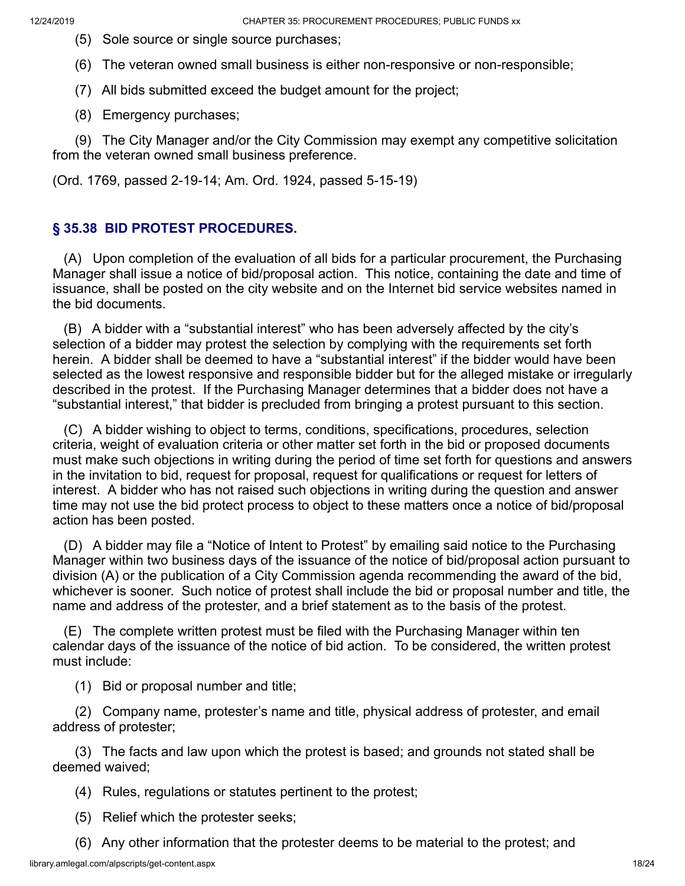(5) Sole source or single source purchases;

(6) The veteran owned small business is either non-responsive or non-responsible;

(7) All bids submitted exceed the budget amount for the project;

(8) Emergency purchases;

(9) The City Manager and/or the City Commission may exempt any competitive solicitation from the veteran owned small business preference.

(Ord. 1769, passed 2-19-14; Am. Ord. 1924, passed 5-15-19)

## § 35.38 BID PROTEST PROCEDURES.

(A) Upon completion of the evaluation of all bids for a particular procurement, the Purchasing Manager shall issue a notice of bid/proposal action. This notice, containing the date and time of issuance, shall be posted on the city website and on the Internet bid service websites named in the bid documents.

(B) A bidder with a "substantial interest" who has been adversely affected by the city's selection of a bidder may protest the selection by complying with the requirements set forth herein. A bidder shall be deemed to have a "substantial interest" if the bidder would have been selected as the lowest responsive and responsible bidder but for the alleged mistake or irregularly described in the protest. If the Purchasing Manager determines that a bidder does not have a "substantial interest," that bidder is precluded from bringing a protest pursuant to this section.

(C) A bidder wishing to object to terms, conditions, specifications, procedures, selection criteria, weight of evaluation criteria or other matter set forth in the bid or proposed documents must make such objections in writing during the period of time set forth for questions and answers in the invitation to bid, request for proposal, request for qualifications or request for letters of interest. A bidder who has not raised such objections in writing during the question and answer time may not use the bid protect process to object to these matters once a notice of bid/proposal action has been posted.

(D) A bidder may file a "Notice of Intent to Protest" by emailing said notice to the Purchasing Manager within two business days of the issuance of the notice of bid/proposal action pursuant to division (A) or the publication of a City Commission agenda recommending the award of the bid, whichever is sooner. Such notice of protest shall include the bid or proposal number and title, the name and address of the protester, and a brief statement as to the basis of the protest.

(E) The complete written protest must be filed with the Purchasing Manager within ten calendar days of the issuance of the notice of bid action. To be considered, the written protest must include:

(1) Bid or proposal number and title;

(2) Company name, protester's name and title, physical address of protester, and email address of protester;

(3) The facts and law upon which the protest is based; and grounds not stated shall be deemed waived;

(4) Rules, regulations or statutes pertinent to the protest;

(5) Relief which the protester seeks;

(6) Any other information that the protester deems to be material to the protest; and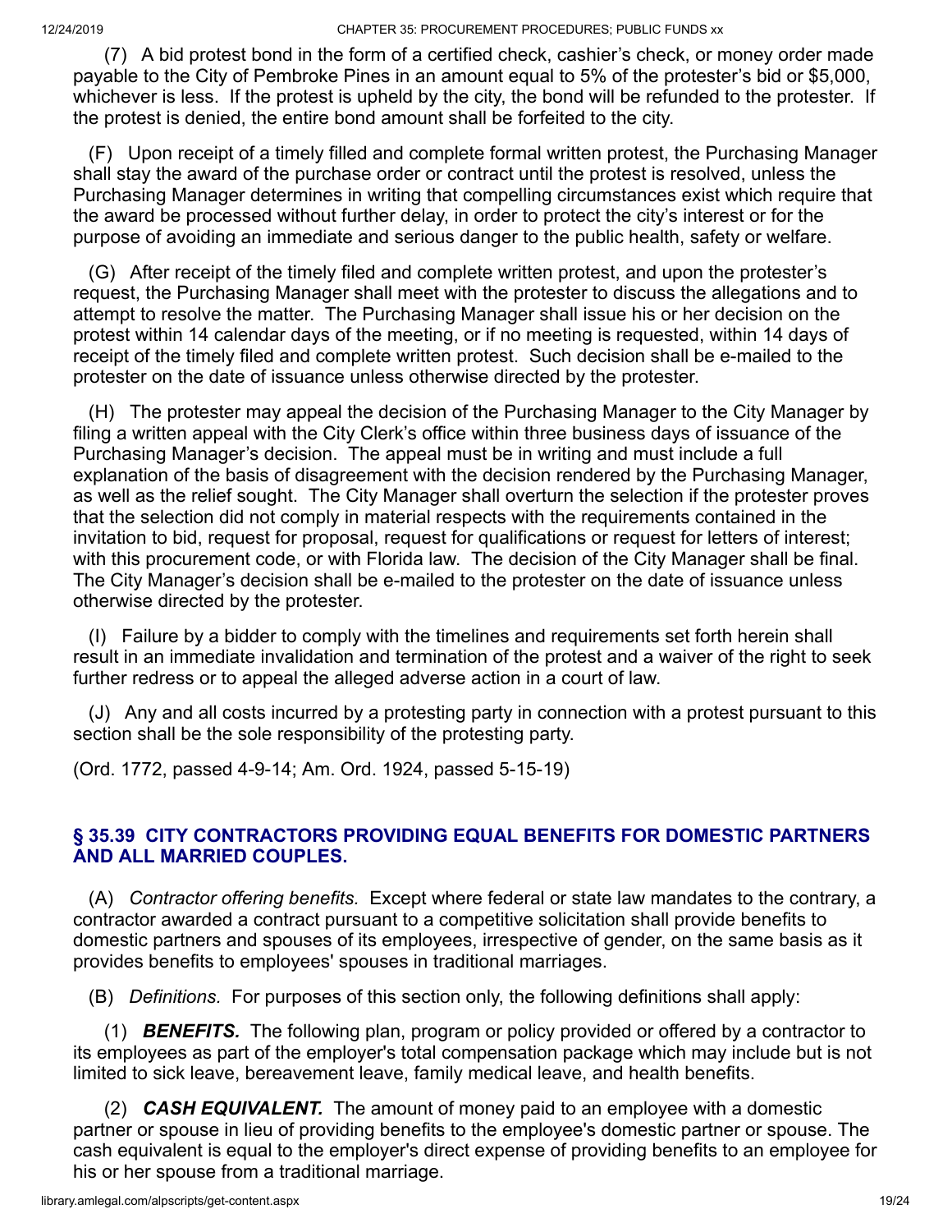(7) A bid protest bond in the form of a certified check, cashier's check, or money order made payable to the City of Pembroke Pines in an amount equal to 5% of the protester's bid or $5,000, whichever is less. If the protest is upheld by the city, the bond will be refunded to the protester. If the protest is denied, the entire bond amount shall be forfeited to the city.

(F) Upon receipt of a timely filled and complete formal written protest, the Purchasing Manager shall stay the award of the purchase order or contract until the protest is resolved, unless the Purchasing Manager determines in writing that compelling circumstances exist which require that the award be processed without further delay, in order to protect the city's interest or for the purpose of avoiding an immediate and serious danger to the public health, safety or welfare.

(G) After receipt of the timely filed and complete written protest, and upon the protester's request, the Purchasing Manager shall meet with the protester to discuss the allegations and to attempt to resolve the matter. The Purchasing Manager shall issue his or her decision on the protest within 14 calendar days of the meeting, or if no meeting is requested, within 14 days of receipt of the timely filed and complete written protest. Such decision shall be e-mailed to the protester on the date of issuance unless otherwise directed by the protester.

(H) The protester may appeal the decision of the Purchasing Manager to the City Manager by filing a written appeal with the City Clerk's office within three business days of issuance of the Purchasing Manager's decision. The appeal must be in writing and must include a full explanation of the basis of disagreement with the decision rendered by the Purchasing Manager, as well as the relief sought. The City Manager shall overturn the selection if the protester proves that the selection did not comply in material respects with the requirements contained in the invitation to bid, request for proposal, request for qualifications or request for letters of interest; with this procurement code, or with Florida law. The decision of the City Manager shall be final. The City Manager's decision shall be e-mailed to the protester on the date of issuance unless otherwise directed by the protester.

(I) Failure by a bidder to comply with the timelines and requirements set forth herein shall result in an immediate invalidation and termination of the protest and a waiver of the right to seek further redress or to appeal the alleged adverse action in a court of law.

(J) Any and all costs incurred by a protesting party in connection with a protest pursuant to this section shall be the sole responsibility of the protesting party.

(Ord. 1772, passed 4-9-14; Am. Ord. 1924, passed 5-15-19)

## § 35.39 CITY CONTRACTORS PROVIDING EQUAL BENEFITS FOR DOMESTIC PARTNERS AND ALL MARRIED COUPLES.

(A) *Contractor offering benefits.* Except where federal or state law mandates to the contrary, a contractor awarded a contract pursuant to a competitive solicitation shall provide benefits to domestic partners and spouses of its employees, irrespective of gender, on the same basis as it provides benefits to employees' spouses in traditional marriages.

(B) *Definitions.* For purposes of this section only, the following definitions shall apply:

(1) ***BENEFITS.*** The following plan, program or policy provided or offered by a contractor to its employees as part of the employer's total compensation package which may include but is not limited to sick leave, bereavement leave, family medical leave, and health benefits.

(2) ***CASH EQUIVALENT.*** The amount of money paid to an employee with a domestic partner or spouse in lieu of providing benefits to the employee's domestic partner or spouse. The cash equivalent is equal to the employer's direct expense of providing benefits to an employee for his or her spouse from a traditional marriage.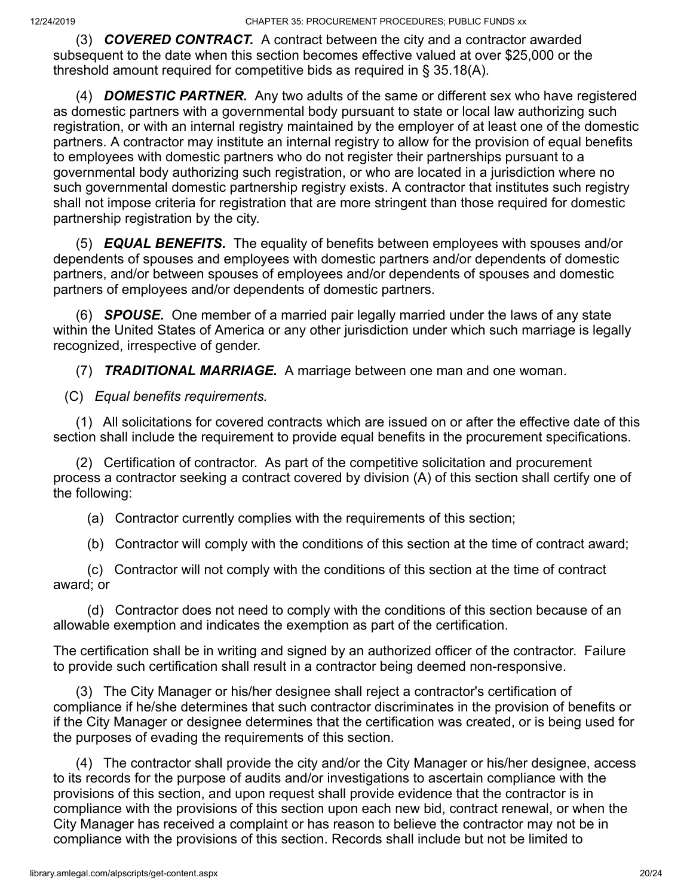(3) ***COVERED CONTRACT.*** A contract between the city and a contractor awarded subsequent to the date when this section becomes effective valued at over $25,000 or the threshold amount required for competitive bids as required in § 35.18(A).

(4) ***DOMESTIC PARTNER.*** Any two adults of the same or different sex who have registered as domestic partners with a governmental body pursuant to state or local law authorizing such registration, or with an internal registry maintained by the employer of at least one of the domestic partners. A contractor may institute an internal registry to allow for the provision of equal benefits to employees with domestic partners who do not register their partnerships pursuant to a governmental body authorizing such registration, or who are located in a jurisdiction where no such governmental domestic partnership registry exists. A contractor that institutes such registry shall not impose criteria for registration that are more stringent than those required for domestic partnership registration by the city.

(5) ***EQUAL BENEFITS.*** The equality of benefits between employees with spouses and/or dependents of spouses and employees with domestic partners and/or dependents of domestic partners, and/or between spouses of employees and/or dependents of spouses and domestic partners of employees and/or dependents of domestic partners.

(6) ***SPOUSE.*** One member of a married pair legally married under the laws of any state within the United States of America or any other jurisdiction under which such marriage is legally recognized, irrespective of gender.

(7) ***TRADITIONAL MARRIAGE.*** A marriage between one man and one woman.

(C) *Equal benefits requirements.*

(1) All solicitations for covered contracts which are issued on or after the effective date of this section shall include the requirement to provide equal benefits in the procurement specifications.

(2) Certification of contractor. As part of the competitive solicitation and procurement process a contractor seeking a contract covered by division (A) of this section shall certify one of the following:

(a) Contractor currently complies with the requirements of this section;

(b) Contractor will comply with the conditions of this section at the time of contract award;

(c) Contractor will not comply with the conditions of this section at the time of contract award; or

(d) Contractor does not need to comply with the conditions of this section because of an allowable exemption and indicates the exemption as part of the certification.

The certification shall be in writing and signed by an authorized officer of the contractor. Failure to provide such certification shall result in a contractor being deemed non-responsive.

(3) The City Manager or his/her designee shall reject a contractor's certification of compliance if he/she determines that such contractor discriminates in the provision of benefits or if the City Manager or designee determines that the certification was created, or is being used for the purposes of evading the requirements of this section.

(4) The contractor shall provide the city and/or the City Manager or his/her designee, access to its records for the purpose of audits and/or investigations to ascertain compliance with the provisions of this section, and upon request shall provide evidence that the contractor is in compliance with the provisions of this section upon each new bid, contract renewal, or when the City Manager has received a complaint or has reason to believe the contractor may not be in compliance with the provisions of this section. Records shall include but not be limited to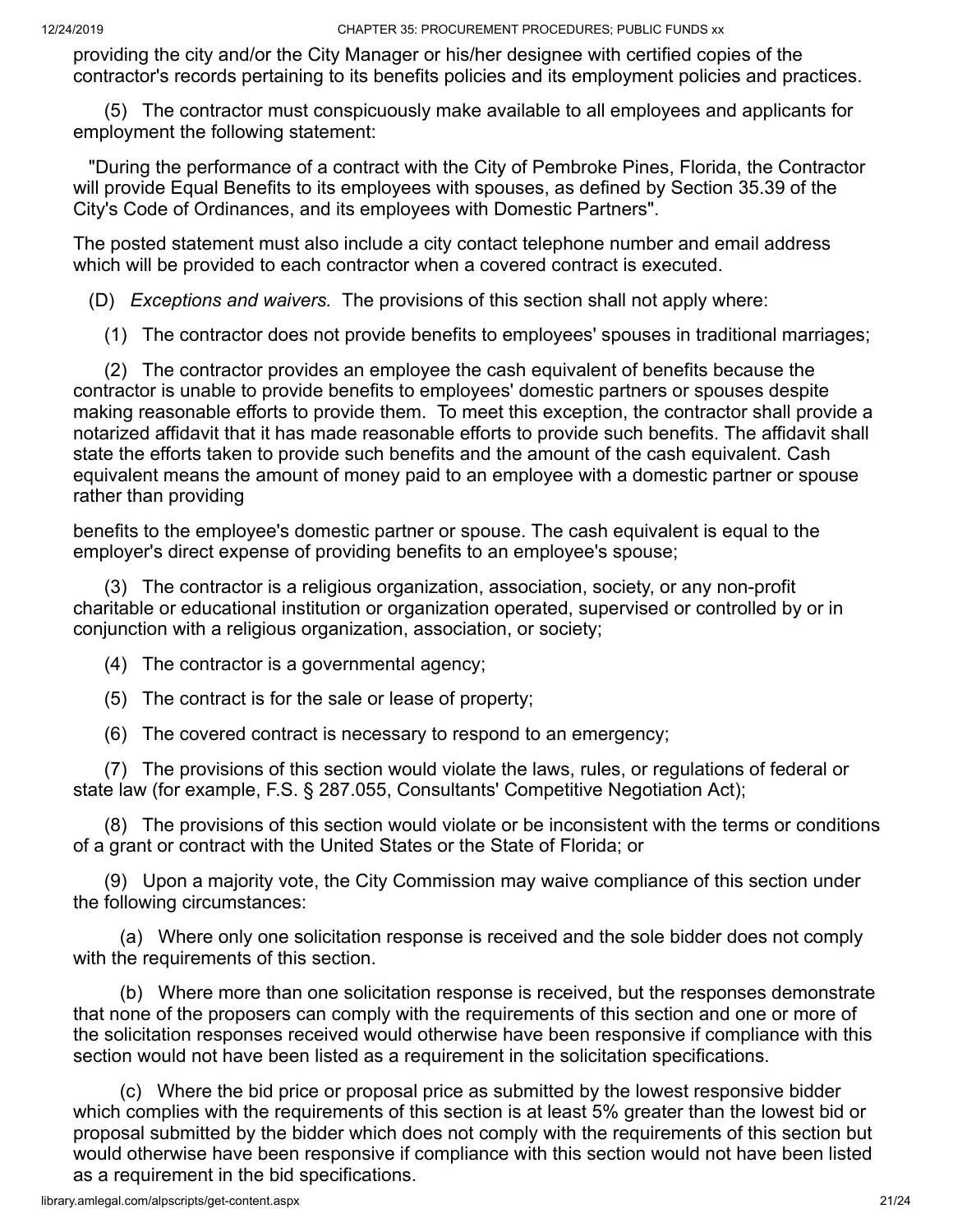providing the city and/or the City Manager or his/her designee with certified copies of the contractor's records pertaining to its benefits policies and its employment policies and practices.

(5) The contractor must conspicuously make available to all employees and applicants for employment the following statement:

"During the performance of a contract with the City of Pembroke Pines, Florida, the Contractor will provide Equal Benefits to its employees with spouses, as defined by Section 35.39 of the City's Code of Ordinances, and its employees with Domestic Partners".

The posted statement must also include a city contact telephone number and email address which will be provided to each contractor when a covered contract is executed.

(D) *Exceptions and waivers.* The provisions of this section shall not apply where:

(1) The contractor does not provide benefits to employees' spouses in traditional marriages;

(2) The contractor provides an employee the cash equivalent of benefits because the contractor is unable to provide benefits to employees' domestic partners or spouses despite making reasonable efforts to provide them. To meet this exception, the contractor shall provide a notarized affidavit that it has made reasonable efforts to provide such benefits. The affidavit shall state the efforts taken to provide such benefits and the amount of the cash equivalent. Cash equivalent means the amount of money paid to an employee with a domestic partner or spouse rather than providing benefits to the employee's domestic partner or spouse. The cash equivalent is equal to the employer's direct expense of providing benefits to an employee's spouse;

(3) The contractor is a religious organization, association, society, or any non-profit charitable or educational institution or organization operated, supervised or controlled by or in conjunction with a religious organization, association, or society;

(4) The contractor is a governmental agency;

(5) The contract is for the sale or lease of property;

(6) The covered contract is necessary to respond to an emergency;

(7) The provisions of this section would violate the laws, rules, or regulations of federal or state law (for example, F.S. § 287.055, Consultants' Competitive Negotiation Act);

(8) The provisions of this section would violate or be inconsistent with the terms or conditions of a grant or contract with the United States or the State of Florida; or

(9) Upon a majority vote, the City Commission may waive compliance of this section under the following circumstances:

(a) Where only one solicitation response is received and the sole bidder does not comply with the requirements of this section.

(b) Where more than one solicitation response is received, but the responses demonstrate that none of the proposers can comply with the requirements of this section and one or more of the solicitation responses received would otherwise have been responsive if compliance with this section would not have been listed as a requirement in the solicitation specifications.

(c) Where the bid price or proposal price as submitted by the lowest responsive bidder which complies with the requirements of this section is at least 5% greater than the lowest bid or proposal submitted by the bidder which does not comply with the requirements of this section but would otherwise have been responsive if compliance with this section would not have been listed as a requirement in the bid specifications.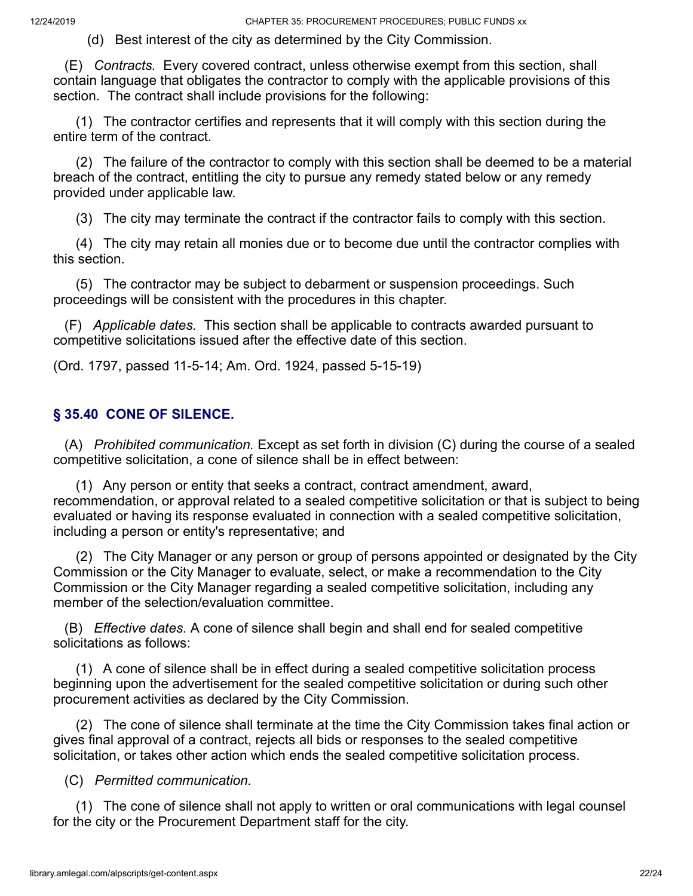(d) Best interest of the city as determined by the City Commission.

(E) *Contracts.* Every covered contract, unless otherwise exempt from this section, shall contain language that obligates the contractor to comply with the applicable provisions of this section. The contract shall include provisions for the following:

(1) The contractor certifies and represents that it will comply with this section during the entire term of the contract.

(2) The failure of the contractor to comply with this section shall be deemed to be a material breach of the contract, entitling the city to pursue any remedy stated below or any remedy provided under applicable law.

(3) The city may terminate the contract if the contractor fails to comply with this section.

(4) The city may retain all monies due or to become due until the contractor complies with this section.

(5) The contractor may be subject to debarment or suspension proceedings. Such proceedings will be consistent with the procedures in this chapter.

(F) *Applicable dates.* This section shall be applicable to contracts awarded pursuant to competitive solicitations issued after the effective date of this section.

(Ord. 1797, passed 11-5-14; Am. Ord. 1924, passed 5-15-19)

## § 35.40 CONE OF SILENCE.

(A) *Prohibited communication.* Except as set forth in division (C) during the course of a sealed competitive solicitation, a cone of silence shall be in effect between:

(1) Any person or entity that seeks a contract, contract amendment, award, recommendation, or approval related to a sealed competitive solicitation or that is subject to being evaluated or having its response evaluated in connection with a sealed competitive solicitation, including a person or entity's representative; and

(2) The City Manager or any person or group of persons appointed or designated by the City Commission or the City Manager to evaluate, select, or make a recommendation to the City Commission or the City Manager regarding a sealed competitive solicitation, including any member of the selection/evaluation committee.

(B) *Effective dates.* A cone of silence shall begin and shall end for sealed competitive solicitations as follows:

(1) A cone of silence shall be in effect during a sealed competitive solicitation process beginning upon the advertisement for the sealed competitive solicitation or during such other procurement activities as declared by the City Commission.

(2) The cone of silence shall terminate at the time the City Commission takes final action or gives final approval of a contract, rejects all bids or responses to the sealed competitive solicitation, or takes other action which ends the sealed competitive solicitation process.

(C) *Permitted communication.*

(1) The cone of silence shall not apply to written or oral communications with legal counsel for the city or the Procurement Department staff for the city.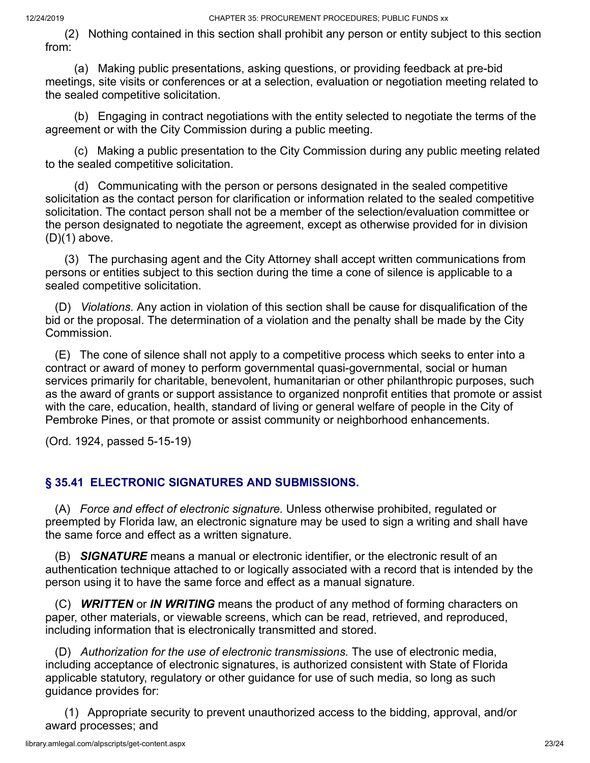(2) Nothing contained in this section shall prohibit any person or entity subject to this section from:

(a) Making public presentations, asking questions, or providing feedback at pre-bid meetings, site visits or conferences or at a selection, evaluation or negotiation meeting related to the sealed competitive solicitation.

(b) Engaging in contract negotiations with the entity selected to negotiate the terms of the agreement or with the City Commission during a public meeting.

(c) Making a public presentation to the City Commission during any public meeting related to the sealed competitive solicitation.

(d) Communicating with the person or persons designated in the sealed competitive solicitation as the contact person for clarification or information related to the sealed competitive solicitation. The contact person shall not be a member of the selection/evaluation committee or the person designated to negotiate the agreement, except as otherwise provided for in division (D)(1) above.

(3) The purchasing agent and the City Attorney shall accept written communications from persons or entities subject to this section during the time a cone of silence is applicable to a sealed competitive solicitation.

(D) *Violations.* Any action in violation of this section shall be cause for disqualification of the bid or the proposal. The determination of a violation and the penalty shall be made by the City Commission.

(E) The cone of silence shall not apply to a competitive process which seeks to enter into a contract or award of money to perform governmental quasi-governmental, social or human services primarily for charitable, benevolent, humanitarian or other philanthropic purposes, such as the award of grants or support assistance to organized nonprofit entities that promote or assist with the care, education, health, standard of living or general welfare of people in the City of Pembroke Pines, or that promote or assist community or neighborhood enhancements.

(Ord. 1924, passed 5-15-19)

## § 35.41 ELECTRONIC SIGNATURES AND SUBMISSIONS.

(A) *Force and effect of electronic signature.* Unless otherwise prohibited, regulated or preempted by Florida law, an electronic signature may be used to sign a writing and shall have the same force and effect as a written signature.

(B) ***SIGNATURE*** means a manual or electronic identifier, or the electronic result of an authentication technique attached to or logically associated with a record that is intended by the person using it to have the same force and effect as a manual signature.

(C) ***WRITTEN*** or ***IN WRITING*** means the product of any method of forming characters on paper, other materials, or viewable screens, which can be read, retrieved, and reproduced, including information that is electronically transmitted and stored.

(D) *Authorization for the use of electronic transmissions.* The use of electronic media, including acceptance of electronic signatures, is authorized consistent with State of Florida applicable statutory, regulatory or other guidance for use of such media, so long as such guidance provides for:

(1) Appropriate security to prevent unauthorized access to the bidding, approval, and/or award processes; and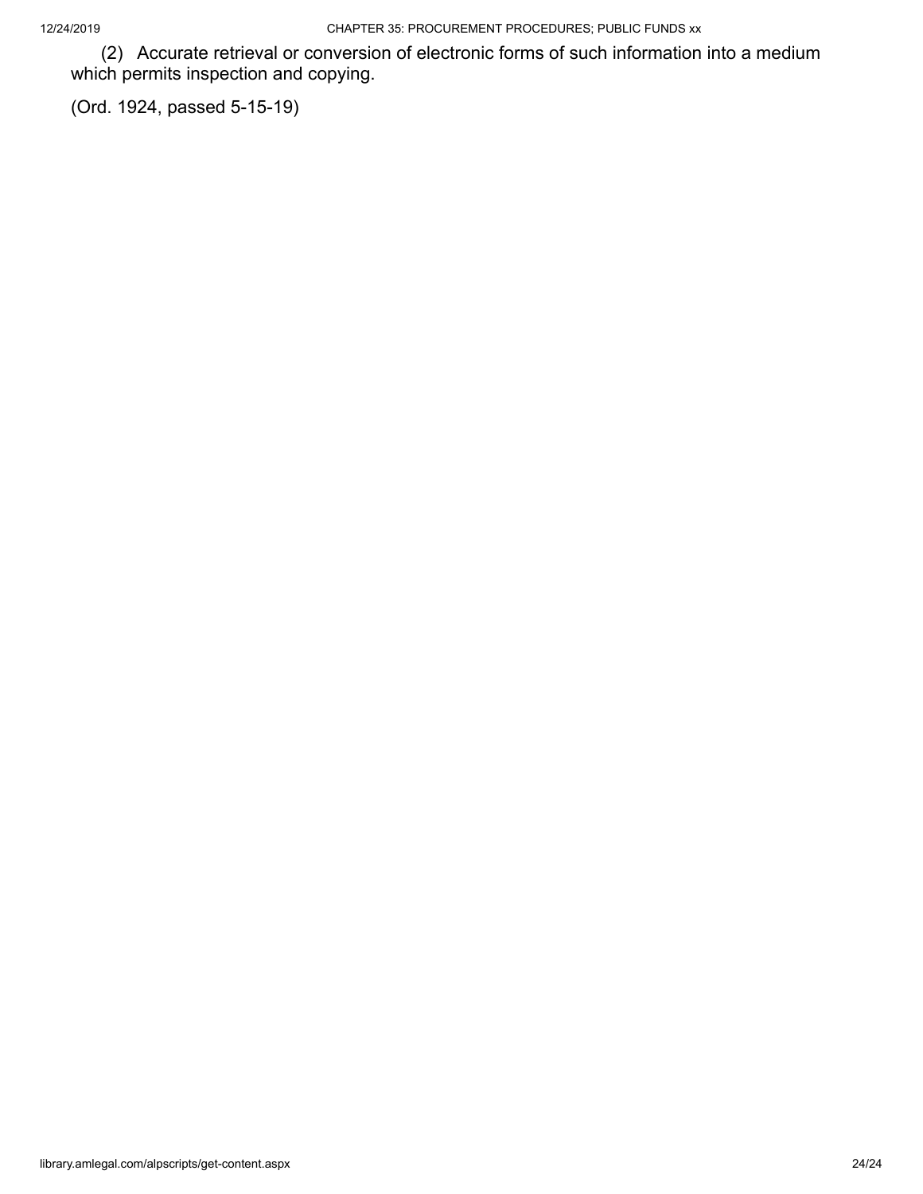(2) Accurate retrieval or conversion of electronic forms of such information into a medium which permits inspection and copying.

(Ord. 1924, passed 5-15-19)